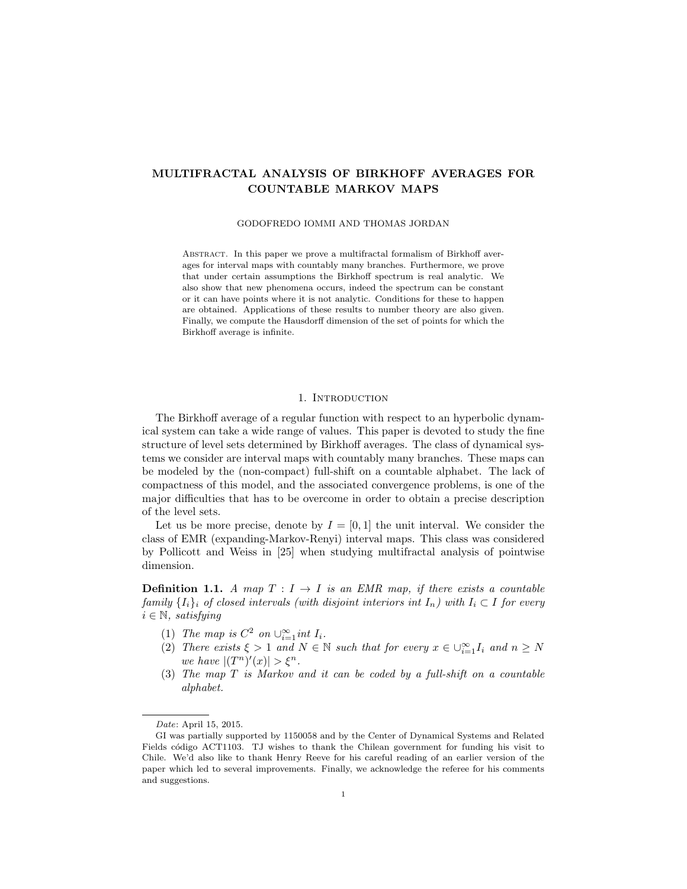# MULTIFRACTAL ANALYSIS OF BIRKHOFF AVERAGES FOR COUNTABLE MARKOV MAPS

GODOFREDO IOMMI AND THOMAS JORDAN

Abstract. In this paper we prove a multifractal formalism of Birkhoff averages for interval maps with countably many branches. Furthermore, we prove that under certain assumptions the Birkhoff spectrum is real analytic. We also show that new phenomena occurs, indeed the spectrum can be constant or it can have points where it is not analytic. Conditions for these to happen are obtained. Applications of these results to number theory are also given. Finally, we compute the Hausdorff dimension of the set of points for which the Birkhoff average is infinite.

## 1. Introduction

The Birkhoff average of a regular function with respect to an hyperbolic dynamical system can take a wide range of values. This paper is devoted to study the fine structure of level sets determined by Birkhoff averages. The class of dynamical systems we consider are interval maps with countably many branches. These maps can be modeled by the (non-compact) full-shift on a countable alphabet. The lack of compactness of this model, and the associated convergence problems, is one of the major difficulties that has to be overcome in order to obtain a precise description of the level sets.

Let us be more precise, denote by $I = [0, 1]$ the unit interval. We consider the class of EMR (expanding-Markov-Renyi) interval maps. This class was considered by Pollicott and Weiss in [25] when studying multifractal analysis of pointwise dimension.

**Definition 1.1.** *A map $T : I \to I$ is an EMR map, if there exists a countable family $\{I_i\}_i$ of closed intervals (with disjoint interiors int $I_n$) with $I_i \subset I$ for every $i \in \mathbb{N}$, satisfying*

1. *The map is $C^2$ on $\cup_{i=1}^{\infty}$ int $I_i$.*
2. *There exists $\xi > 1$ and $N \in \mathbb{N}$ such that for every $x \in \cup_{i=1}^{\infty} I_i$ and $n \geq N$ we have $|(T^n)'(x)| > \xi^n$.*
3. *The map $T$ is Markov and it can be coded by a full-shift on a countable alphabet.*

---

*Date*: April 15, 2015.

GI was partially supported by 1150058 and by the Center of Dynamical Systems and Related Fields código ACT1103. TJ wishes to thank the Chilean government for funding his visit to Chile. We'd also like to thank Henry Reeve for his careful reading of an earlier version of the paper which led to several improvements. Finally, we acknowledge the referee for his comments and suggestions.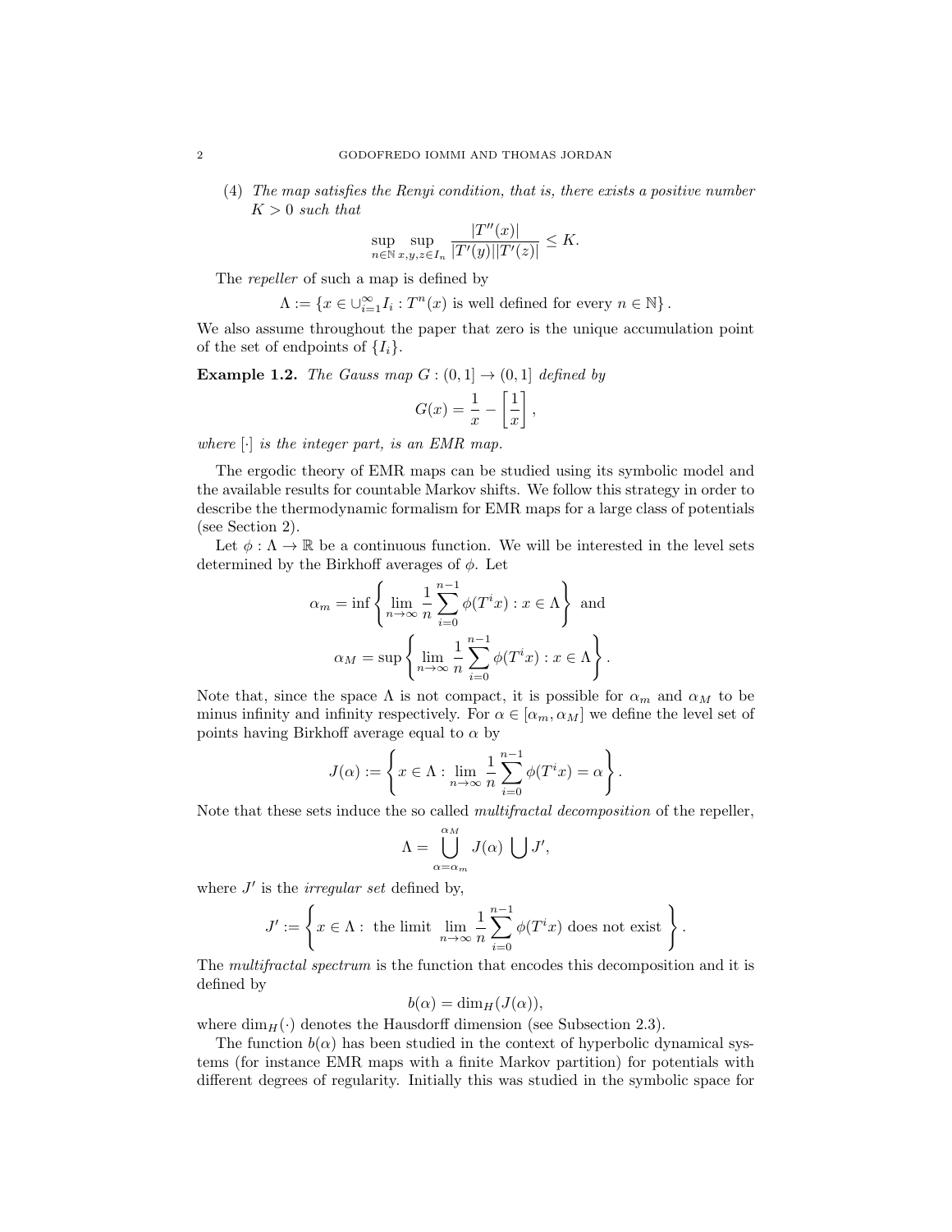(4) *The map satisfies the Renyi condition, that is, there exists a positive number $K > 0$ such that*

$$\sup_{n \in \mathbb{N}} \sup_{x,y,z \in I_n} \frac{|T''(x)|}{|T'(y)||T'(z)|} \leq K.$$

The *repeller* of such a map is defined by

$$\Lambda := \{x \in \cup_{i=1}^{\infty} I_i : T^n(x) \text{ is well defined for every } n \in \mathbb{N}\}.$$

We also assume throughout the paper that zero is the unique accumulation point of the set of endpoints of $\{I_i\}$.

**Example 1.2.** *The Gauss map $G : (0, 1] \to (0, 1]$ defined by*

$$G(x) = \frac{1}{x} - \left[\frac{1}{x}\right],$$

*where $[\cdot]$ is the integer part, is an EMR map.*

The ergodic theory of EMR maps can be studied using its symbolic model and the available results for countable Markov shifts. We follow this strategy in order to describe the thermodynamic formalism for EMR maps for a large class of potentials (see Section 2).

Let $\phi : \Lambda \to \mathbb{R}$ be a continuous function. We will be interested in the level sets determined by the Birkhoff averages of $\phi$. Let

$$\alpha_m = \inf \left\{ \lim_{n\to\infty} \frac{1}{n} \sum_{i=0}^{n-1} \phi(T^i x) : x \in \Lambda \right\} \text{ and}$$

$$\alpha_M = \sup \left\{ \lim_{n\to\infty} \frac{1}{n} \sum_{i=0}^{n-1} \phi(T^i x) : x \in \Lambda \right\}.$$

Note that, since the space $\Lambda$ is not compact, it is possible for $\alpha_m$ and $\alpha_M$ to be minus infinity and infinity respectively. For $\alpha \in [\alpha_m, \alpha_M]$ we define the level set of points having Birkhoff average equal to $\alpha$ by

$$J(\alpha) := \left\{ x \in \Lambda : \lim_{n\to\infty} \frac{1}{n} \sum_{i=0}^{n-1} \phi(T^i x) = \alpha \right\}.$$

Note that these sets induce the so called *multifractal decomposition* of the repeller,

$$\Lambda = \bigcup_{\alpha=\alpha_m}^{\alpha_M} J(\alpha) \bigcup J',$$

where $J'$ is the *irregular set* defined by,

$$J' := \left\{ x \in \Lambda : \text{ the limit } \lim_{n\to\infty} \frac{1}{n} \sum_{i=0}^{n-1} \phi(T^i x) \text{ does not exist} \right\}.$$

The *multifractal spectrum* is the function that encodes this decomposition and it is defined by

$$b(\alpha) = \dim_H(J(\alpha)),$$

where $\dim_H(\cdot)$ denotes the Hausdorff dimension (see Subsection 2.3).

The function $b(\alpha)$ has been studied in the context of hyperbolic dynamical systems (for instance EMR maps with a finite Markov partition) for potentials with different degrees of regularity. Initially this was studied in the symbolic space for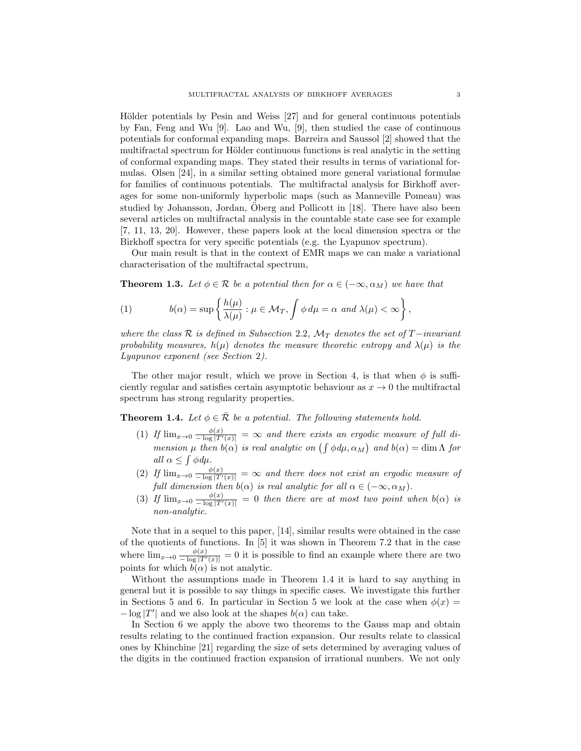Hölder potentials by Pesin and Weiss [27] and for general continuous potentials by Fan, Feng and Wu [9]. Lao and Wu, [9], then studied the case of continuous potentials for conformal expanding maps. Barreira and Saussol [2] showed that the multifractal spectrum for Hölder continuous functions is real analytic in the setting of conformal expanding maps. They stated their results in terms of variational formulas. Olsen [24], in a similar setting obtained more general variational formulae for families of continuous potentials. The multifractal analysis for Birkhoff averages for some non-uniformly hyperbolic maps (such as Manneville Pomeau) was studied by Johansson, Jordan, Öberg and Pollicott in [18]. There have also been several articles on multifractal analysis in the countable state case see for example [7, 11, 13, 20]. However, these papers look at the local dimension spectra or the Birkhoff spectra for very specific potentials (e.g. the Lyapunov spectrum).

Our main result is that in the context of EMR maps we can make a variational characterisation of the multifractal spectrum,

**Theorem 1.3.** *Let $\phi \in \mathcal{R}$ be a potential then for $\alpha \in (-\infty, \alpha_M)$ we have that*

$$b(\alpha) = \sup \left\{ \frac{h(\mu)}{\lambda(\mu)} : \mu \in \mathcal{M}_T, \int \phi \, d\mu = \alpha \text{ and } \lambda(\mu) < \infty \right\}, \tag{1}$$

*where the class $\mathcal{R}$ is defined in Subsection 2.2, $\mathcal{M}_T$ denotes the set of $T-$invariant probability measures, $h(\mu)$ denotes the measure theoretic entropy and $\lambda(\mu)$ is the Lyapunov exponent (see Section 2).*

The other major result, which we prove in Section 4, is that when $\phi$ is sufficiently regular and satisfies certain asymptotic behaviour as $x \to 0$ the multifractal spectrum has strong regularity properties.

**Theorem 1.4.** *Let $\phi \in \bar{\mathcal{R}}$ be a potential. The following statements hold.*

1. *If $\lim_{x \to 0} \frac{\phi(x)}{-\log|T'(x)|} = \infty$ and there exists an ergodic measure of full dimension $\mu$ then $b(\alpha)$ is real analytic on $\left(\int \phi d\mu, \alpha_M\right)$ and $b(\alpha) = \dim \Lambda$ for all $\alpha \leq \int \phi d\mu$.*
2. *If $\lim_{x \to 0} \frac{\phi(x)}{-\log|T'(x)|} = \infty$ and there does not exist an ergodic measure of full dimension then $b(\alpha)$ is real analytic for all $\alpha \in (-\infty, \alpha_M)$.*
3. *If $\lim_{x \to 0} \frac{\phi(x)}{-\log|T'(x)|} = 0$ then there are at most two point when $b(\alpha)$ is non-analytic.*

Note that in a sequel to this paper, [14], similar results were obtained in the case of the quotients of functions. In [5] it was shown in Theorem 7.2 that in the case where $\lim_{x \to 0} \frac{\phi(x)}{-\log|T'(x)|} = 0$ it is possible to find an example where there are two points for which $b(\alpha)$ is not analytic.

Without the assumptions made in Theorem 1.4 it is hard to say anything in general but it is possible to say things in specific cases. We investigate this further in Sections 5 and 6. In particular in Section 5 we look at the case when $\phi(x) = -\log|T'|$ and we also look at the shapes $b(\alpha)$ can take.

In Section 6 we apply the above two theorems to the Gauss map and obtain results relating to the continued fraction expansion. Our results relate to classical ones by Khinchine [21] regarding the size of sets determined by averaging values of the digits in the continued fraction expansion of irrational numbers. We not only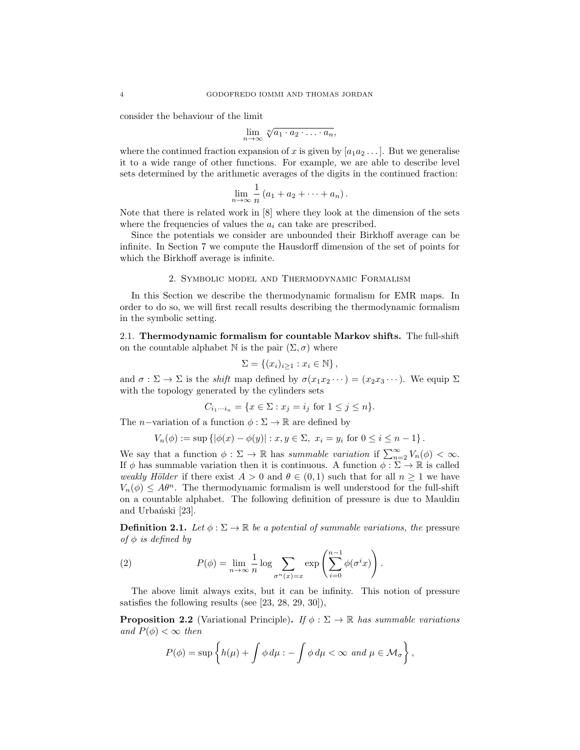consider the behaviour of the limit

$$\lim_{n\to\infty} \sqrt[n]{a_1 \cdot a_2 \cdot \ldots \cdot a_n},$$

where the continued fraction expansion of $x$ is given by $[a_1 a_2 \ldots]$. But we generalise it to a wide range of other functions. For example, we are able to describe level sets determined by the arithmetic averages of the digits in the continued fraction:

$$\lim_{n\to\infty} \frac{1}{n}\left(a_1 + a_2 + \cdots + a_n\right).$$

Note that there is related work in [8] where they look at the dimension of the sets where the frequencies of values the $a_i$ can take are prescribed.

Since the potentials we consider are unbounded their Birkhoff average can be infinite. In Section 7 we compute the Hausdorff dimension of the set of points for which the Birkhoff average is infinite.

## 2. Symbolic model and Thermodynamic Formalism

In this Section we describe the thermodynamic formalism for EMR maps. In order to do so, we will first recall results describing the thermodynamic formalism in the symbolic setting.

**2.1. Thermodynamic formalism for countable Markov shifts.** The full-shift on the countable alphabet $\mathbb{N}$ is the pair $(\Sigma, \sigma)$ where

$$\Sigma = \left\{(x_i)_{i\geq 1} : x_i \in \mathbb{N}\right\},$$

and $\sigma : \Sigma \to \Sigma$ is the *shift* map defined by $\sigma(x_1 x_2 \cdots) = (x_2 x_3 \cdots)$. We equip $\Sigma$ with the topology generated by the cylinders sets

$$C_{i_1 \cdots i_n} = \{x \in \Sigma : x_j = i_j \text{ for } 1 \leq j \leq n\}.$$

The $n-$variation of a function $\phi : \Sigma \to \mathbb{R}$ are defined by

$$V_n(\phi) := \sup\left\{|\phi(x) - \phi(y)| : x, y \in \Sigma,\ x_i = y_i \text{ for } 0 \leq i \leq n-1\right\}.$$

We say that a function $\phi : \Sigma \to \mathbb{R}$ has *summable variation* if $\sum_{n=2}^{\infty} V_n(\phi) < \infty$. If $\phi$ has summable variation then it is continuous. A function $\phi : \Sigma \to \mathbb{R}$ is called *weakly Hölder* if there exist $A > 0$ and $\theta \in (0, 1)$ such that for all $n \geq 1$ we have $V_n(\phi) \leq A\theta^n$. The thermodynamic formalism is well understood for the full-shift on a countable alphabet. The following definition of pressure is due to Mauldin and Urbański [23].

**Definition 2.1.** *Let $\phi : \Sigma \to \mathbb{R}$ be a potential of summable variations, the* pressure *of $\phi$ is defined by*

$$P(\phi) = \lim_{n\to\infty} \frac{1}{n} \log \sum_{\sigma^n(x)=x} \exp\left(\sum_{i=0}^{n-1} \phi(\sigma^i x)\right). \tag{2}$$

The above limit always exits, but it can be infinity. This notion of pressure satisfies the following results (see [23, 28, 29, 30]),

**Proposition 2.2** (Variational Principle)**.** *If $\phi : \Sigma \to \mathbb{R}$ has summable variations and $P(\phi) < \infty$ then*

$$P(\phi) = \sup\left\{h(\mu) + \int \phi \, d\mu : -\int \phi \, d\mu < \infty \text{ and } \mu \in \mathcal{M}_\sigma\right\},$$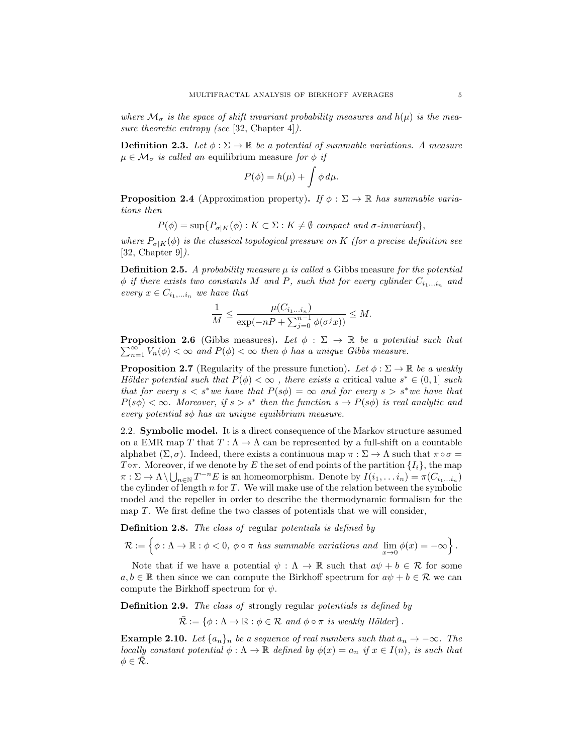where $\mathcal{M}_\sigma$ *is the space of shift invariant probability measures and* $h(\mu)$ *is the measure theoretic entropy (see* [32, Chapter 4]*).*

**Definition 2.3.** *Let* $\phi : \Sigma \to \mathbb{R}$ *be a potential of summable variations. A measure* $\mu \in \mathcal{M}_\sigma$ *is called an* equilibrium measure *for* $\phi$ *if*

$$P(\phi) = h(\mu) + \int \phi \, d\mu.$$

**Proposition 2.4** (Approximation property)**.** *If* $\phi : \Sigma \to \mathbb{R}$ *has summable variations then*

$$P(\phi) = \sup\{P_{\sigma|K}(\phi) : K \subset \Sigma : K \neq \emptyset \text{ compact and } \sigma\text{-invariant}\},$$

*where* $P_{\sigma|K}(\phi)$ *is the classical topological pressure on* $K$ *(for a precise definition see* [32, Chapter 9]*).*

**Definition 2.5.** *A probability measure* $\mu$ *is called a* Gibbs measure *for the potential* $\phi$ *if there exists two constants* $M$ *and* $P$*, such that for every cylinder* $C_{i_1 \dots i_n}$ *and every* $x \in C_{i_1, \dots i_n}$ *we have that*

$$\frac{1}{M} \leq \frac{\mu(C_{i_1 \dots i_n})}{\exp(-nP + \sum_{j=0}^{n-1} \phi(\sigma^j x))} \leq M.$$

**Proposition 2.6** (Gibbs measures)**.** *Let* $\phi : \Sigma \to \mathbb{R}$ *be a potential such that* $\sum_{n=1}^{\infty} V_n(\phi) < \infty$ *and* $P(\phi) < \infty$ *then* $\phi$ *has a unique Gibbs measure.*

**Proposition 2.7** (Regularity of the pressure function)**.** *Let* $\phi : \Sigma \to \mathbb{R}$ *be a weakly Hölder potential such that* $P(\phi) < \infty$ *, there exists a* critical value $s^* \in (0, 1]$ *such that for every* $s < s^*$ *we have that* $P(s\phi) = \infty$ *and for every* $s > s^*$ *we have that* $P(s\phi) < \infty$*. Moreover, if* $s > s^*$ *then the function* $s \to P(s\phi)$ *is real analytic and every potential* $s\phi$ *has an unique equilibrium measure.*

2.2. **Symbolic model.** It is a direct consequence of the Markov structure assumed on a EMR map $T$ that $T : \Lambda \to \Lambda$ can be represented by a full-shift on a countable alphabet $(\Sigma, \sigma)$. Indeed, there exists a continuous map $\pi : \Sigma \to \Lambda$ such that $\pi \circ \sigma = T \circ \pi$. Moreover, if we denote by $E$ the set of end points of the partition $\{I_i\}$, the map $\pi : \Sigma \to \Lambda \setminus \bigcup_{n \in \mathbb{N}} T^{-n}E$ is an homeomorphism. Denote by $I(i_1, \dots i_n) = \pi(C_{i_1 \dots i_n})$ the cylinder of length $n$ for $T$. We will make use of the relation between the symbolic model and the repeller in order to describe the thermodynamic formalism for the map $T$. We first define the two classes of potentials that we will consider,

**Definition 2.8.** *The class of* regular *potentials is defined by*

$$\mathcal{R} := \left\{ \phi : \Lambda \to \mathbb{R} : \phi < 0, \ \phi \circ \pi \text{ has summable variations and } \lim_{x \to 0} \phi(x) = -\infty \right\}.$$

Note that if we have a potential $\psi : \Lambda \to \mathbb{R}$ such that $a\psi + b \in \mathcal{R}$ for some $a, b \in \mathbb{R}$ then since we can compute the Birkhoff spectrum for $a\psi + b \in \mathcal{R}$ we can compute the Birkhoff spectrum for $\psi$.

**Definition 2.9.** *The class of* strongly regular *potentials is defined by*

$$\bar{\mathcal{R}} := \{ \phi : \Lambda \to \mathbb{R} : \phi \in \mathcal{R} \text{ and } \phi \circ \pi \text{ is weakly Hölder} \}.$$

**Example 2.10.** *Let* $\{a_n\}_n$ *be a sequence of real numbers such that* $a_n \to -\infty$*. The locally constant potential* $\phi : \Lambda \to \mathbb{R}$ *defined by* $\phi(x) = a_n$ *if* $x \in I(n)$*, is such that* $\phi \in \bar{\mathcal{R}}$*.*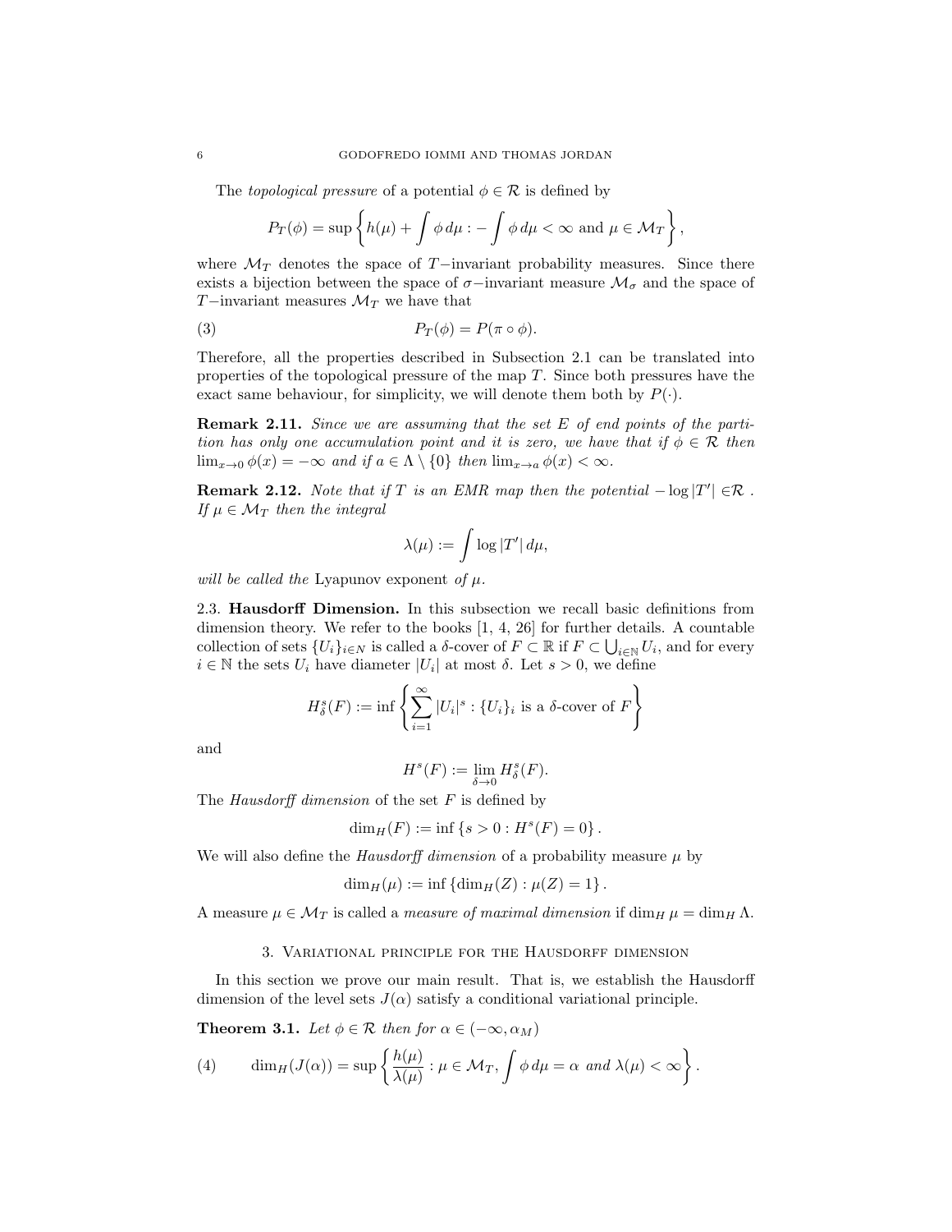The *topological pressure* of a potential $\phi \in \mathcal{R}$ is defined by

$$P_T(\phi) = \sup \left\{ h(\mu) + \int \phi \, d\mu : -\int \phi \, d\mu < \infty \text{ and } \mu \in \mathcal{M}_T \right\},$$

where $\mathcal{M}_T$ denotes the space of $T-$invariant probability measures. Since there exists a bijection between the space of $\sigma-$invariant measure $\mathcal{M}_\sigma$ and the space of $T-$invariant measures $\mathcal{M}_T$ we have that

$$P_T(\phi) = P(\pi \circ \phi). \tag{3}$$

Therefore, all the properties described in Subsection 2.1 can be translated into properties of the topological pressure of the map $T$. Since both pressures have the exact same behaviour, for simplicity, we will denote them both by $P(\cdot)$.

**Remark 2.11.** *Since we are assuming that the set $E$ of end points of the partition has only one accumulation point and it is zero, we have that if $\phi \in \mathcal{R}$ then $\lim_{x \to 0} \phi(x) = -\infty$ and if $a \in \Lambda \setminus \{0\}$ then $\lim_{x \to a} \phi(x) < \infty$.*

**Remark 2.12.** *Note that if $T$ is an EMR map then the potential $-\log |T'| \in \mathcal{R}$ . If $\mu \in \mathcal{M}_T$ then the integral*

$$\lambda(\mu) := \int \log |T'| \, d\mu,$$

*will be called the* Lyapunov exponent *of $\mu$.*

2.3. **Hausdorff Dimension.** In this subsection we recall basic definitions from dimension theory. We refer to the books [1, 4, 26] for further details. A countable collection of sets $\{U_i\}_{i \in N}$ is called a $\delta$-cover of $F \subset \mathbb{R}$ if $F \subset \bigcup_{i \in \mathbb{N}} U_i$, and for every $i \in \mathbb{N}$ the sets $U_i$ have diameter $|U_i|$ at most $\delta$. Let $s > 0$, we define

$$H^s_\delta(F) := \inf \left\{ \sum_{i=1}^{\infty} |U_i|^s : \{U_i\}_i \text{ is a } \delta\text{-cover of } F \right\}$$

and

$$H^s(F) := \lim_{\delta \to 0} H^s_\delta(F).$$

The *Hausdorff dimension* of the set $F$ is defined by

$$\dim_H(F) := \inf \{ s > 0 : H^s(F) = 0 \}.$$

We will also define the *Hausdorff dimension* of a probability measure $\mu$ by

$$\dim_H(\mu) := \inf \{ \dim_H(Z) : \mu(Z) = 1 \}.$$

A measure $\mu \in \mathcal{M}_T$ is called a *measure of maximal dimension* if $\dim_H \mu = \dim_H \Lambda$.

## 3. Variational principle for the Hausdorff dimension

In this section we prove our main result. That is, we establish the Hausdorff dimension of the level sets $J(\alpha)$ satisfy a conditional variational principle.

**Theorem 3.1.** *Let $\phi \in \mathcal{R}$ then for $\alpha \in (-\infty, \alpha_M)$*

$$\dim_H(J(\alpha)) = \sup \left\{ \frac{h(\mu)}{\lambda(\mu)} : \mu \in \mathcal{M}_T, \int \phi \, d\mu = \alpha \text{ and } \lambda(\mu) < \infty \right\}. \tag{4}$$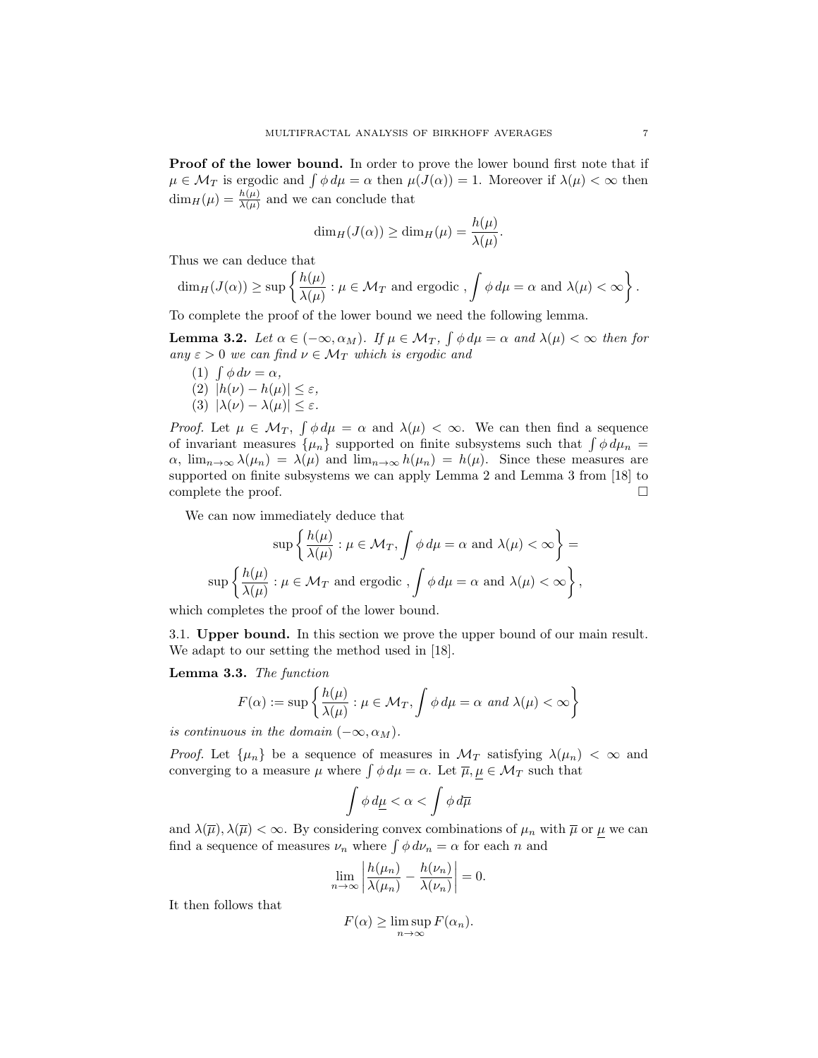**Proof of the lower bound.** In order to prove the lower bound first note that if $\mu \in \mathcal{M}_T$ is ergodic and $\int \phi \, d\mu = \alpha$ then $\mu(J(\alpha)) = 1$. Moreover if $\lambda(\mu) < \infty$ then $\dim_H(\mu) = \frac{h(\mu)}{\lambda(\mu)}$ and we can conclude that

$$\dim_H(J(\alpha)) \geq \dim_H(\mu) = \frac{h(\mu)}{\lambda(\mu)}.$$

Thus we can deduce that

$$\dim_H(J(\alpha)) \geq \sup \left\{ \frac{h(\mu)}{\lambda(\mu)} : \mu \in \mathcal{M}_T \text{ and ergodic }, \int \phi \, d\mu = \alpha \text{ and } \lambda(\mu) < \infty \right\}.$$

To complete the proof of the lower bound we need the following lemma.

**Lemma 3.2.** *Let $\alpha \in (-\infty, \alpha_M)$. If $\mu \in \mathcal{M}_T$, $\int \phi \, d\mu = \alpha$ and $\lambda(\mu) < \infty$ then for any $\varepsilon > 0$ we can find $\nu \in \mathcal{M}_T$ which is ergodic and*

1. $\int \phi \, d\nu = \alpha$,
2. $|h(\nu) - h(\mu)| \leq \varepsilon$,
3. $|\lambda(\nu) - \lambda(\mu)| \leq \varepsilon$.

*Proof.* Let $\mu \in \mathcal{M}_T$, $\int \phi \, d\mu = \alpha$ and $\lambda(\mu) < \infty$. We can then find a sequence of invariant measures $\{\mu_n\}$ supported on finite subsystems such that $\int \phi \, d\mu_n = \alpha$, $\lim_{n\to\infty} \lambda(\mu_n) = \lambda(\mu)$ and $\lim_{n\to\infty} h(\mu_n) = h(\mu)$. Since these measures are supported on finite subsystems we can apply Lemma 2 and Lemma 3 from [18] to complete the proof. □

We can now immediately deduce that

$$\sup \left\{ \frac{h(\mu)}{\lambda(\mu)} : \mu \in \mathcal{M}_T, \int \phi \, d\mu = \alpha \text{ and } \lambda(\mu) < \infty \right\} =$$

$$\sup \left\{ \frac{h(\mu)}{\lambda(\mu)} : \mu \in \mathcal{M}_T \text{ and ergodic }, \int \phi \, d\mu = \alpha \text{ and } \lambda(\mu) < \infty \right\},$$

which completes the proof of the lower bound.

## 3.1. Upper bound.

In this section we prove the upper bound of our main result. We adapt to our setting the method used in [18].

**Lemma 3.3.** *The function*

$$F(\alpha) := \sup \left\{ \frac{h(\mu)}{\lambda(\mu)} : \mu \in \mathcal{M}_T, \int \phi \, d\mu = \alpha \text{ and } \lambda(\mu) < \infty \right\}$$

*is continuous in the domain $(-\infty, \alpha_M)$.*

*Proof.* Let $\{\mu_n\}$ be a sequence of measures in $\mathcal{M}_T$ satisfying $\lambda(\mu_n) < \infty$ and converging to a measure $\mu$ where $\int \phi \, d\mu = \alpha$. Let $\overline{\mu}, \underline{\mu} \in \mathcal{M}_T$ such that

$$\int \phi \, d\underline{\mu} < \alpha < \int \phi \, d\overline{\mu}$$

and $\lambda(\overline{\mu}), \lambda(\overline{\mu}) < \infty$. By considering convex combinations of $\mu_n$ with $\overline{\mu}$ or $\underline{\mu}$ we can find a sequence of measures $\nu_n$ where $\int \phi \, d\nu_n = \alpha$ for each $n$ and

$$\lim_{n\to\infty} \left| \frac{h(\mu_n)}{\lambda(\mu_n)} - \frac{h(\nu_n)}{\lambda(\nu_n)} \right| = 0.$$

It then follows that

$$F(\alpha) \geq \limsup_{n\to\infty} F(\alpha_n).$$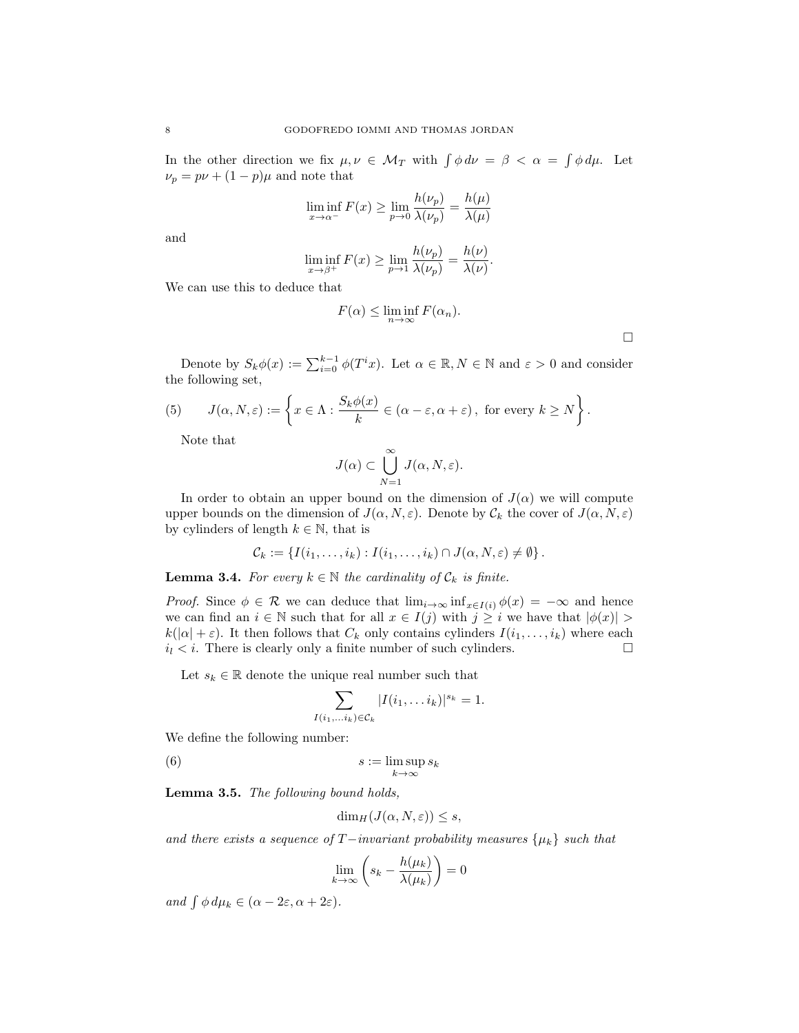In the other direction we fix $\mu, \nu \in \mathcal{M}_T$ with $\int \phi \, d\nu = \beta < \alpha = \int \phi \, d\mu$. Let $\nu_p = p\nu + (1-p)\mu$ and note that

$$\liminf_{x \to \alpha^-} F(x) \geq \lim_{p \to 0} \frac{h(\nu_p)}{\lambda(\nu_p)} = \frac{h(\mu)}{\lambda(\mu)}$$

and

$$\liminf_{x \to \beta^+} F(x) \geq \lim_{p \to 1} \frac{h(\nu_p)}{\lambda(\nu_p)} = \frac{h(\nu)}{\lambda(\nu)}.$$

We can use this to deduce that

$$F(\alpha) \leq \liminf_{n \to \infty} F(\alpha_n).$$

□

Denote by $S_k\phi(x) := \sum_{i=0}^{k-1} \phi(T^i x)$. Let $\alpha \in \mathbb{R}, N \in \mathbb{N}$ and $\varepsilon > 0$ and consider the following set,

$$J(\alpha, N, \varepsilon) := \left\{ x \in \Lambda : \frac{S_k\phi(x)}{k} \in (\alpha - \varepsilon, \alpha + \varepsilon), \text{ for every } k \geq N \right\}. \tag{5}$$

Note that

$$J(\alpha) \subset \bigcup_{N=1}^{\infty} J(\alpha, N, \varepsilon).$$

In order to obtain an upper bound on the dimension of $J(\alpha)$ we will compute upper bounds on the dimension of $J(\alpha, N, \varepsilon)$. Denote by $\mathcal{C}_k$ the cover of $J(\alpha, N, \varepsilon)$ by cylinders of length $k \in \mathbb{N}$, that is

$$\mathcal{C}_k := \{ I(i_1, \dots, i_k) : I(i_1, \dots, i_k) \cap J(\alpha, N, \varepsilon) \neq \emptyset \}.$$

**Lemma 3.4.** *For every $k \in \mathbb{N}$ the cardinality of $\mathcal{C}_k$ is finite.*

*Proof.* Since $\phi \in \mathcal{R}$ we can deduce that $\lim_{i \to \infty} \inf_{x \in I(i)} \phi(x) = -\infty$ and hence we can find an $i \in \mathbb{N}$ such that for all $x \in I(j)$ with $j \geq i$ we have that $|\phi(x)| > k(|\alpha| + \varepsilon)$. It then follows that $C_k$ only contains cylinders $I(i_1, \dots, i_k)$ where each $i_l < i$. There is clearly only a finite number of such cylinders. □

Let $s_k \in \mathbb{R}$ denote the unique real number such that

$$\sum_{I(i_1, \dots i_k) \in \mathcal{C}_k} |I(i_1, \dots i_k)|^{s_k} = 1.$$

We define the following number:

$$s := \limsup_{k \to \infty} s_k \tag{6}$$

**Lemma 3.5.** *The following bound holds,*

$$\dim_H(J(\alpha, N, \varepsilon)) \leq s,$$

*and there exists a sequence of $T-$invariant probability measures $\{\mu_k\}$ such that*

$$\lim_{k \to \infty} \left( s_k - \frac{h(\mu_k)}{\lambda(\mu_k)} \right) = 0$$

*and $\int \phi \, d\mu_k \in (\alpha - 2\varepsilon, \alpha + 2\varepsilon)$.*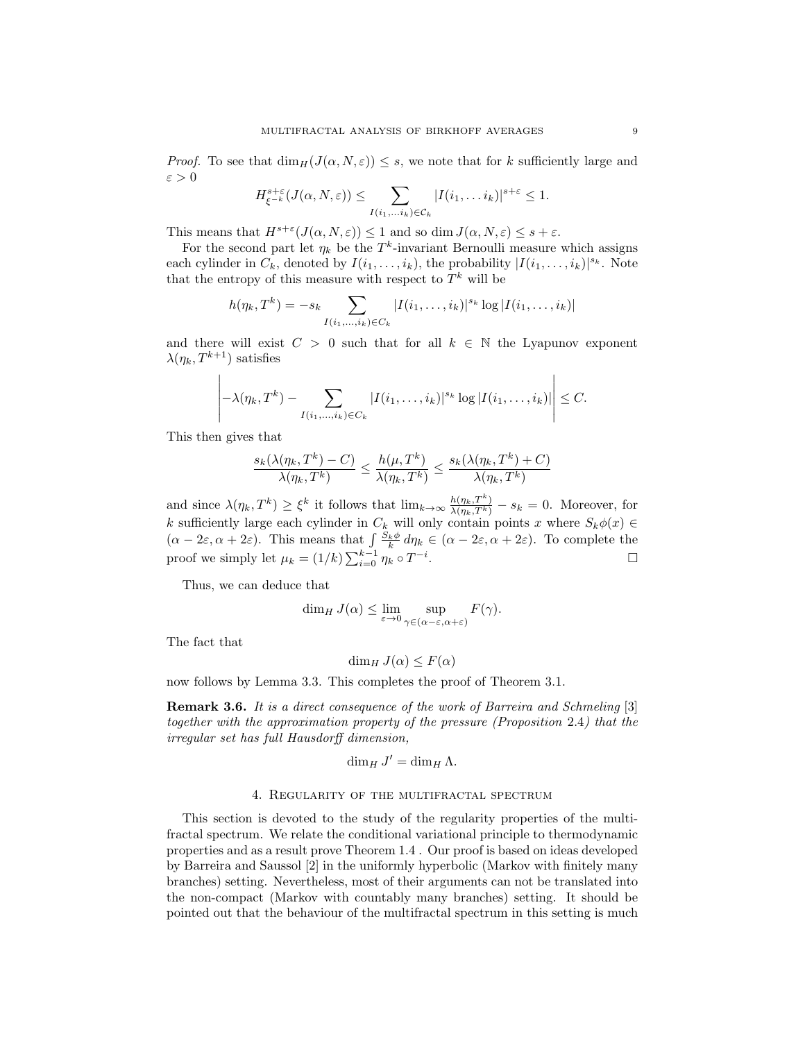*Proof.* To see that $\dim_H(J(\alpha, N, \varepsilon)) \leq s$, we note that for $k$ sufficiently large and $\varepsilon > 0$

$$H^{s+\varepsilon}_{\xi^{-k}}(J(\alpha, N, \varepsilon)) \leq \sum_{I(i_1, \ldots i_k) \in \mathcal{C}_k} |I(i_1, \ldots i_k)|^{s+\varepsilon} \leq 1.$$

This means that $H^{s+\varepsilon}(J(\alpha, N, \varepsilon)) \leq 1$ and so $\dim J(\alpha, N, \varepsilon) \leq s + \varepsilon$.

For the second part let $\eta_k$ be the $T^k$-invariant Bernoulli measure which assigns each cylinder in $C_k$, denoted by $I(i_1, \ldots, i_k)$, the probability $|I(i_1, \ldots, i_k)|^{s_k}$. Note that the entropy of this measure with respect to $T^k$ will be

$$h(\eta_k, T^k) = -s_k \sum_{I(i_1, \ldots, i_k) \in C_k} |I(i_1, \ldots, i_k)|^{s_k} \log |I(i_1, \ldots, i_k)|$$

and there will exist $C > 0$ such that for all $k \in \mathbb{N}$ the Lyapunov exponent $\lambda(\eta_k, T^{k+1})$ satisfies

$$\left| -\lambda(\eta_k, T^k) - \sum_{I(i_1, \ldots, i_k) \in C_k} |I(i_1, \ldots, i_k)|^{s_k} \log |I(i_1, \ldots, i_k)| \right| \leq C.$$

This then gives that

$$\frac{s_k(\lambda(\eta_k, T^k) - C)}{\lambda(\eta_k, T^k)} \leq \frac{h(\mu, T^k)}{\lambda(\eta_k, T^k)} \leq \frac{s_k(\lambda(\eta_k, T^k) + C)}{\lambda(\eta_k, T^k)}$$

and since $\lambda(\eta_k, T^k) \geq \xi^k$ it follows that $\lim_{k \to \infty} \frac{h(\eta_k, T^k)}{\lambda(\eta_k, T^k)} - s_k = 0$. Moreover, for $k$ sufficiently large each cylinder in $C_k$ will only contain points $x$ where $S_k\phi(x) \in (\alpha - 2\varepsilon, \alpha + 2\varepsilon)$. This means that $\int \frac{S_k \phi}{k} \, d\eta_k \in (\alpha - 2\varepsilon, \alpha + 2\varepsilon)$. To complete the proof we simply let $\mu_k = (1/k) \sum_{i=0}^{k-1} \eta_k \circ T^{-i}$. $\square$

Thus, we can deduce that

$$\dim_H J(\alpha) \leq \lim_{\varepsilon \to 0} \sup_{\gamma \in (\alpha - \varepsilon, \alpha + \varepsilon)} F(\gamma).$$

The fact that

$$\dim_H J(\alpha) \leq F(\alpha)$$

now follows by Lemma 3.3. This completes the proof of Theorem 3.1.

**Remark 3.6.** *It is a direct consequence of the work of Barreira and Schmeling* [3] *together with the approximation property of the pressure (Proposition* 2.4*) that the irregular set has full Hausdorff dimension,*

$$\dim_H J' = \dim_H \Lambda.$$

## 4. Regularity of the multifractal spectrum

This section is devoted to the study of the regularity properties of the multifractal spectrum. We relate the conditional variational principle to thermodynamic properties and as a result prove Theorem 1.4 . Our proof is based on ideas developed by Barreira and Saussol [2] in the uniformly hyperbolic (Markov with finitely many branches) setting. Nevertheless, most of their arguments can not be translated into the non-compact (Markov with countably many branches) setting. It should be pointed out that the behaviour of the multifractal spectrum in this setting is much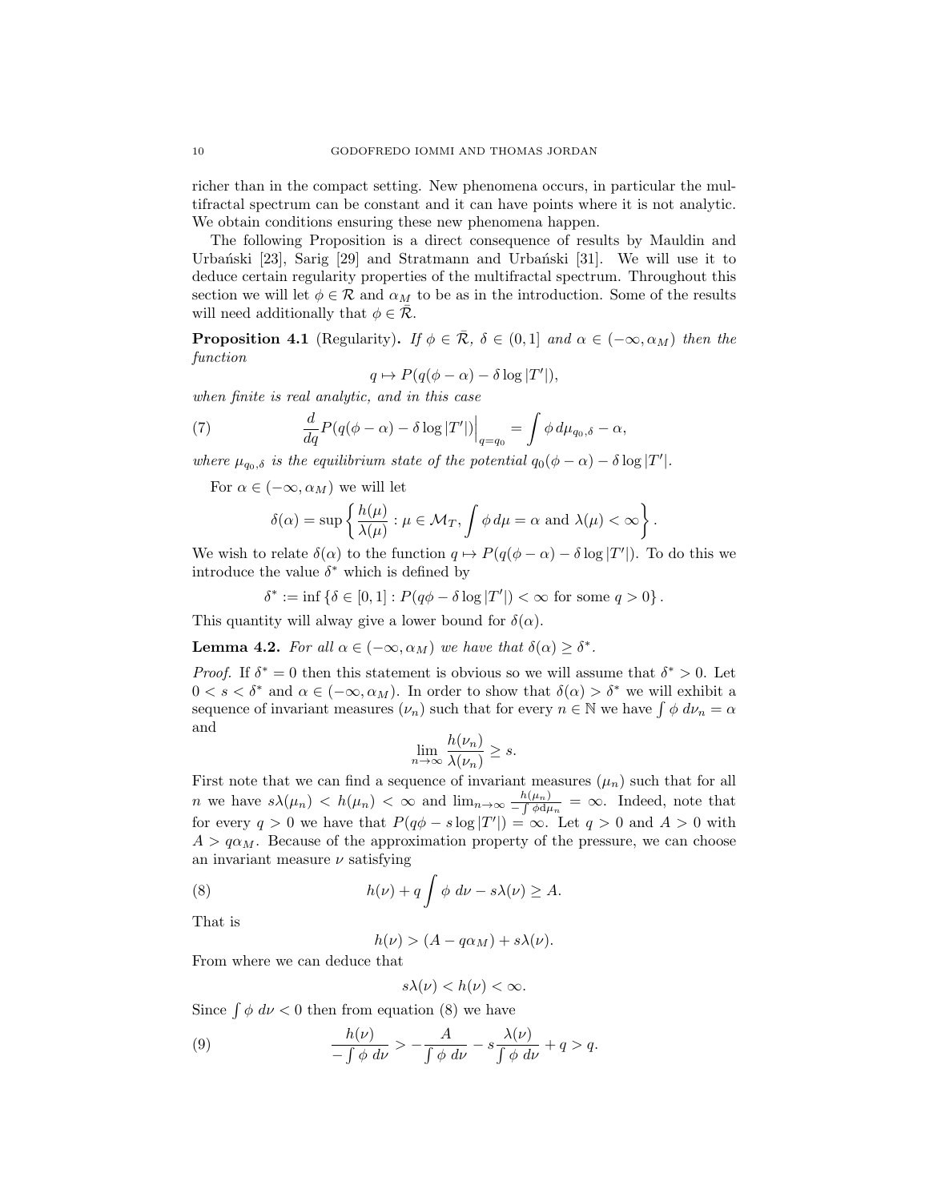richer than in the compact setting. New phenomena occurs, in particular the multifractal spectrum can be constant and it can have points where it is not analytic. We obtain conditions ensuring these new phenomena happen.

The following Proposition is a direct consequence of results by Mauldin and Urbański [23], Sarig [29] and Stratmann and Urbański [31]. We will use it to deduce certain regularity properties of the multifractal spectrum. Throughout this section we will let $\phi \in \mathcal{R}$ and $\alpha_M$ to be as in the introduction. Some of the results will need additionally that $\phi \in \bar{\mathcal{R}}$.

**Proposition 4.1** (Regularity)**.** *If $\phi \in \bar{\mathcal{R}}$, $\delta \in (0,1]$ and $\alpha \in (-\infty, \alpha_M)$ then the function*

$$q \mapsto P(q(\phi - \alpha) - \delta \log |T'|),$$

*when finite is real analytic, and in this case*

$$\frac{d}{dq} P(q(\phi - \alpha) - \delta \log |T'|)\Big|_{q=q_0} = \int \phi \, d\mu_{q_0,\delta} - \alpha, \tag{7}$$

*where $\mu_{q_0,\delta}$ is the equilibrium state of the potential $q_0(\phi - \alpha) - \delta \log |T'|$.*

For $\alpha \in (-\infty, \alpha_M)$ we will let

$$\delta(\alpha) = \sup \left\{ \frac{h(\mu)}{\lambda(\mu)} : \mu \in \mathcal{M}_T, \int \phi \, d\mu = \alpha \text{ and } \lambda(\mu) < \infty \right\}.$$

We wish to relate $\delta(\alpha)$ to the function $q \mapsto P(q(\phi - \alpha) - \delta \log |T'|)$. To do this we introduce the value $\delta^*$ which is defined by

$$\delta^* := \inf \left\{ \delta \in [0,1] : P(q\phi - \delta \log |T'|) < \infty \text{ for some } q > 0 \right\}.$$

This quantity will alway give a lower bound for $\delta(\alpha)$.

**Lemma 4.2.** *For all $\alpha \in (-\infty, \alpha_M)$ we have that $\delta(\alpha) \geq \delta^*$.*

*Proof.* If $\delta^* = 0$ then this statement is obvious so we will assume that $\delta^* > 0$. Let $0 < s < \delta^*$ and $\alpha \in (-\infty, \alpha_M)$. In order to show that $\delta(\alpha) > \delta^*$ we will exhibit a sequence of invariant measures $(\nu_n)$ such that for every $n \in \mathbb{N}$ we have $\int \phi \, d\nu_n = \alpha$ and

$$\lim_{n \to \infty} \frac{h(\nu_n)}{\lambda(\nu_n)} \geq s.$$

First note that we can find a sequence of invariant measures $(\mu_n)$ such that for all $n$ we have $s\lambda(\mu_n) < h(\mu_n) < \infty$ and $\lim_{n \to \infty} \frac{h(\mu_n)}{-\int \phi d\mu_n} = \infty$. Indeed, note that for every $q > 0$ we have that $P(q\phi - s \log |T'|) = \infty$. Let $q > 0$ and $A > 0$ with $A > q\alpha_M$. Because of the approximation property of the pressure, we can choose an invariant measure $\nu$ satisfying

$$h(\nu) + q \int \phi \, d\nu - s\lambda(\nu) \geq A. \tag{8}$$

That is

$$h(\nu) > (A - q\alpha_M) + s\lambda(\nu).$$

From where we can deduce that

$$s\lambda(\nu) < h(\nu) < \infty.$$

Since $\int \phi \, d\nu < 0$ then from equation (8) we have

$$\frac{h(\nu)}{-\int \phi \, d\nu} > -\frac{A}{\int \phi \, d\nu} - s\frac{\lambda(\nu)}{\int \phi \, d\nu} + q > q. \tag{9}$$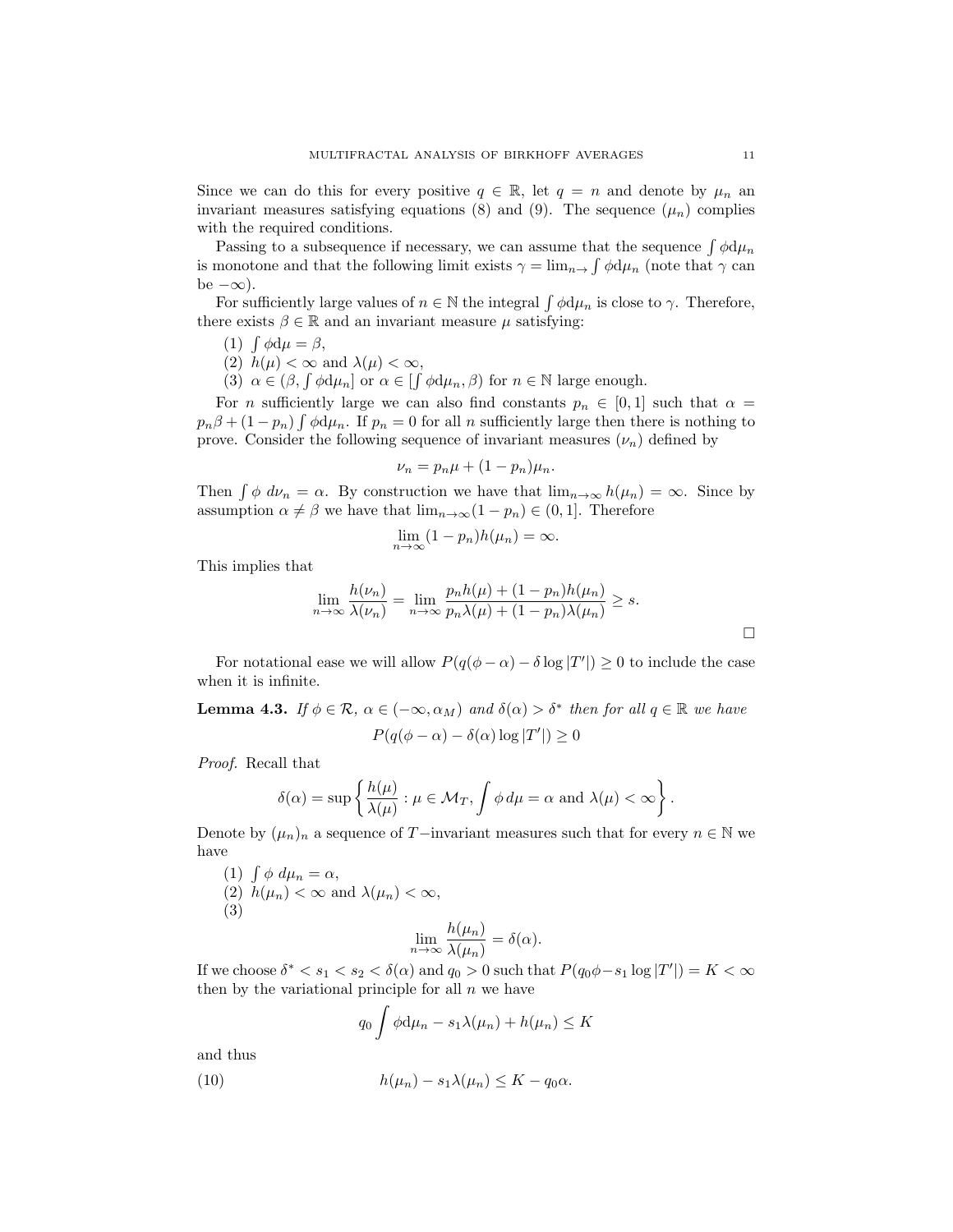Since we can do this for every positive $q \in \mathbb{R}$, let $q = n$ and denote by $\mu_n$ an invariant measures satisfying equations (8) and (9). The sequence $(\mu_n)$ complies with the required conditions.

Passing to a subsequence if necessary, we can assume that the sequence $\int \phi \mathrm{d}\mu_n$ is monotone and that the following limit exists $\gamma = \lim_{n\to} \int \phi \mathrm{d}\mu_n$ (note that $\gamma$ can be $-\infty$).

For sufficiently large values of $n \in \mathbb{N}$ the integral $\int \phi \mathrm{d}\mu_n$ is close to $\gamma$. Therefore, there exists $\beta \in \mathbb{R}$ and an invariant measure $\mu$ satisfying:

1. $\int \phi \mathrm{d}\mu = \beta$,
2. $h(\mu) < \infty$ and $\lambda(\mu) < \infty$,
3. $\alpha \in (\beta, \int \phi \mathrm{d}\mu_n]$ or $\alpha \in [\int \phi \mathrm{d}\mu_n, \beta)$ for $n \in \mathbb{N}$ large enough.

For $n$ sufficiently large we can also find constants $p_n \in [0,1]$ such that $\alpha = p_n\beta + (1-p_n)\int \phi \mathrm{d}\mu_n$. If $p_n = 0$ for all $n$ sufficiently large then there is nothing to prove. Consider the following sequence of invariant measures $(\nu_n)$ defined by

$$\nu_n = p_n\mu + (1-p_n)\mu_n.$$

Then $\int \phi \, d\nu_n = \alpha$. By construction we have that $\lim_{n\to\infty} h(\mu_n) = \infty$. Since by assumption $\alpha \neq \beta$ we have that $\lim_{n\to\infty}(1-p_n) \in (0,1]$. Therefore

$$\lim_{n\to\infty}(1-p_n)h(\mu_n) = \infty.$$

This implies that

$$\lim_{n\to\infty} \frac{h(\nu_n)}{\lambda(\nu_n)} = \lim_{n\to\infty} \frac{p_n h(\mu) + (1-p_n)h(\mu_n)}{p_n\lambda(\mu) + (1-p_n)\lambda(\mu_n)} \geq s.$$

□

For notational ease we will allow $P(q(\phi - \alpha) - \delta \log |T'|) \geq 0$ to include the case when it is infinite.

**Lemma 4.3.** *If $\phi \in \mathcal{R}$, $\alpha \in (-\infty, \alpha_M)$ and $\delta(\alpha) > \delta^*$ then for all $q \in \mathbb{R}$ we have*

$$P(q(\phi - \alpha) - \delta(\alpha) \log |T'|) \geq 0$$

*Proof.* Recall that

$$\delta(\alpha) = \sup\left\{ \frac{h(\mu)}{\lambda(\mu)} : \mu \in \mathcal{M}_T, \int \phi \, d\mu = \alpha \text{ and } \lambda(\mu) < \infty \right\}.$$

Denote by $(\mu_n)_n$ a sequence of $T-$invariant measures such that for every $n \in \mathbb{N}$ we have

1. $\int \phi \, d\mu_n = \alpha$,
2. $h(\mu_n) < \infty$ and $\lambda(\mu_n) < \infty$,
3. $$\lim_{n\to\infty} \frac{h(\mu_n)}{\lambda(\mu_n)} = \delta(\alpha).$$

If we choose $\delta^* < s_1 < s_2 < \delta(\alpha)$ and $q_0 > 0$ such that $P(q_0\phi - s_1 \log |T'|) = K < \infty$ then by the variational principle for all $n$ we have

$$q_0 \int \phi \mathrm{d}\mu_n - s_1\lambda(\mu_n) + h(\mu_n) \leq K$$

and thus

$$h(\mu_n) - s_1\lambda(\mu_n) \leq K - q_0\alpha. \tag{10}$$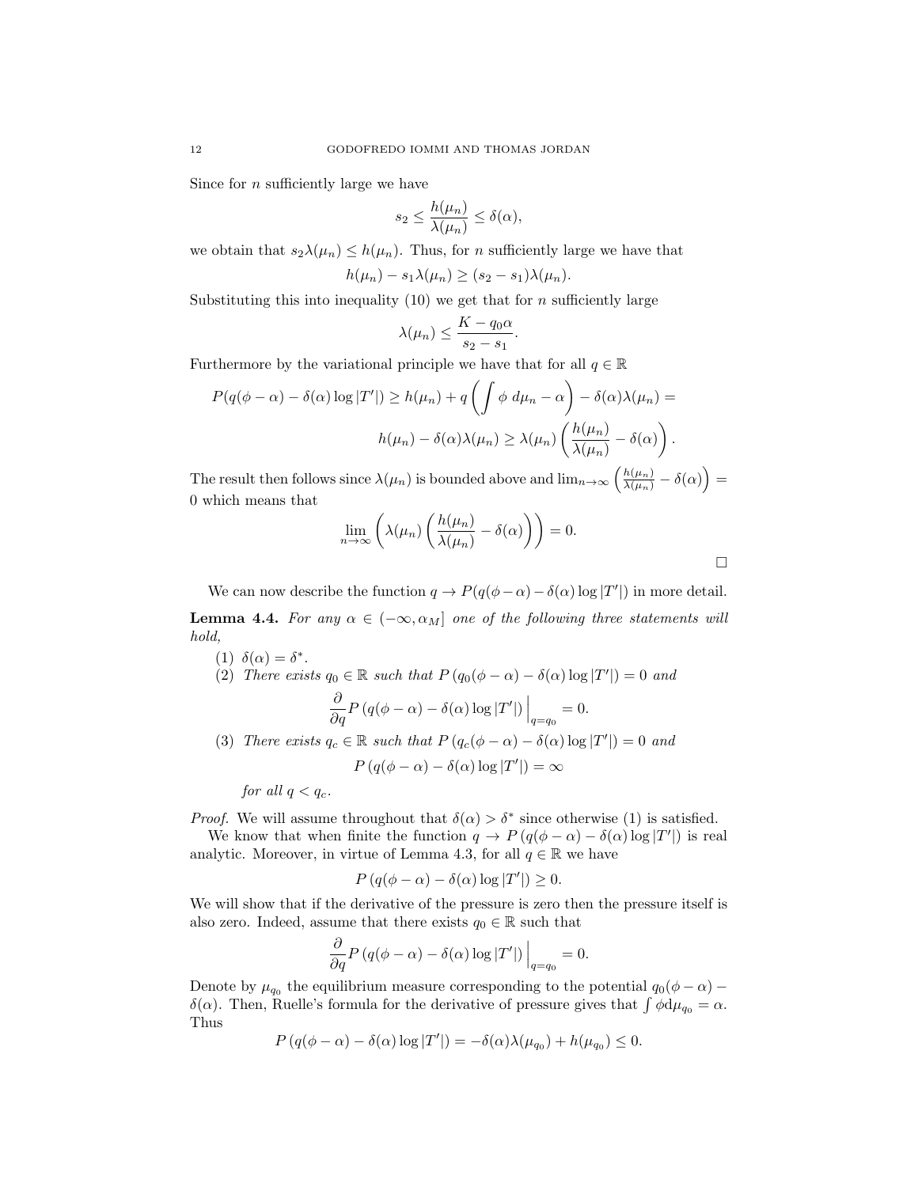Since for $n$ sufficiently large we have

$$s_2 \leq \frac{h(\mu_n)}{\lambda(\mu_n)} \leq \delta(\alpha),$$

we obtain that $s_2\lambda(\mu_n) \leq h(\mu_n)$. Thus, for $n$ sufficiently large we have that

$$h(\mu_n) - s_1\lambda(\mu_n) \geq (s_2 - s_1)\lambda(\mu_n).$$

Substituting this into inequality (10) we get that for $n$ sufficiently large

$$\lambda(\mu_n) \leq \frac{K - q_0\alpha}{s_2 - s_1}.$$

Furthermore by the variational principle we have that for all $q \in \mathbb{R}$

$$P(q(\phi - \alpha) - \delta(\alpha)\log|T'|) \geq h(\mu_n) + q\left(\int \phi \, d\mu_n - \alpha\right) - \delta(\alpha)\lambda(\mu_n) =$$

$$h(\mu_n) - \delta(\alpha)\lambda(\mu_n) \geq \lambda(\mu_n)\left(\frac{h(\mu_n)}{\lambda(\mu_n)} - \delta(\alpha)\right).$$

The result then follows since $\lambda(\mu_n)$ is bounded above and $\lim_{n\to\infty}\left(\frac{h(\mu_n)}{\lambda(\mu_n)} - \delta(\alpha)\right) = 0$ which means that

$$\lim_{n\to\infty}\left(\lambda(\mu_n)\left(\frac{h(\mu_n)}{\lambda(\mu_n)} - \delta(\alpha)\right)\right) = 0.$$

□

We can now describe the function $q \to P(q(\phi - \alpha) - \delta(\alpha)\log|T'|)$ in more detail.

**Lemma 4.4.** *For any $\alpha \in (-\infty, \alpha_M]$ one of the following three statements will hold,*

1. $\delta(\alpha) = \delta^*$.
2. *There exists $q_0 \in \mathbb{R}$ such that $P\left(q_0(\phi - \alpha) - \delta(\alpha)\log|T'|\right) = 0$ and*
$$\frac{\partial}{\partial q}P\left(q(\phi - \alpha) - \delta(\alpha)\log|T'|\right)\Big|_{q=q_0} = 0.$$
3. *There exists $q_c \in \mathbb{R}$ such that $P\left(q_c(\phi - \alpha) - \delta(\alpha)\log|T'|\right) = 0$ and*
$$P\left(q(\phi - \alpha) - \delta(\alpha)\log|T'|\right) = \infty$$
*for all $q < q_c$.*

*Proof.* We will assume throughout that $\delta(\alpha) > \delta^*$ since otherwise (1) is satisfied.

We know that when finite the function $q \to P\left(q(\phi - \alpha) - \delta(\alpha)\log|T'|\right)$ is real analytic. Moreover, in virtue of Lemma 4.3, for all $q \in \mathbb{R}$ we have

$$P\left(q(\phi - \alpha) - \delta(\alpha)\log|T'|\right) \geq 0.$$

We will show that if the derivative of the pressure is zero then the pressure itself is also zero. Indeed, assume that there exists $q_0 \in \mathbb{R}$ such that

$$\frac{\partial}{\partial q}P\left(q(\phi - \alpha) - \delta(\alpha)\log|T'|\right)\Big|_{q=q_0} = 0.$$

Denote by $\mu_{q_0}$ the equilibrium measure corresponding to the potential $q_0(\phi - \alpha) - \delta(\alpha)$. Then, Ruelle's formula for the derivative of pressure gives that $\int \phi d\mu_{q_0} = \alpha$. Thus

$$P\left(q(\phi - \alpha) - \delta(\alpha)\log|T'|\right) = -\delta(\alpha)\lambda(\mu_{q_0}) + h(\mu_{q_0}) \leq 0.$$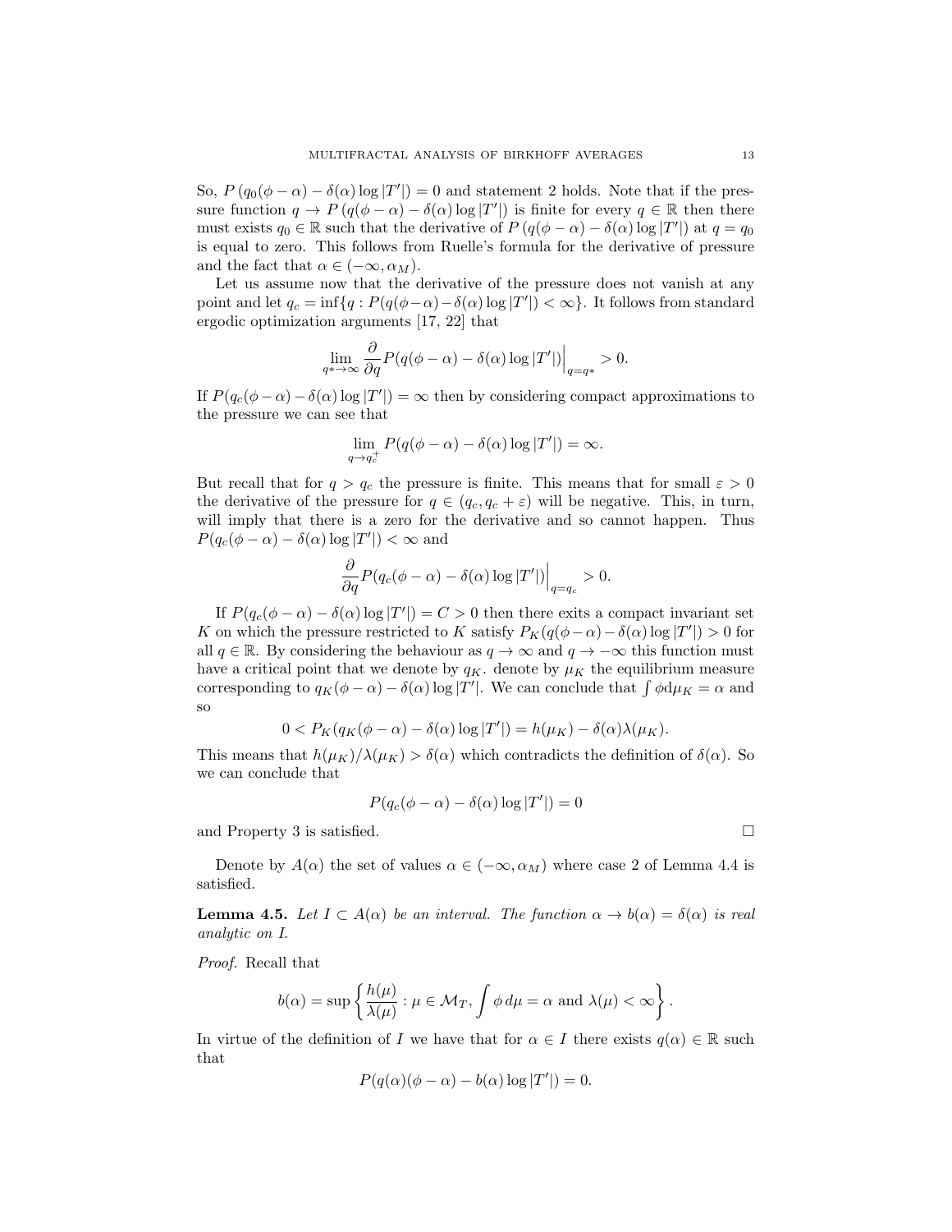So, $P\left(q_0(\phi-\alpha)-\delta(\alpha)\log|T'|\right)=0$ and statement 2 holds. Note that if the pressure function $q\to P\left(q(\phi-\alpha)-\delta(\alpha)\log|T'|\right)$ is finite for every $q\in\mathbb{R}$ then there must exists $q_0\in\mathbb{R}$ such that the derivative of $P\left(q(\phi-\alpha)-\delta(\alpha)\log|T'|\right)$ at $q=q_0$ is equal to zero. This follows from Ruelle's formula for the derivative of pressure and the fact that $\alpha\in(-\infty,\alpha_M)$.

Let us assume now that the derivative of the pressure does not vanish at any point and let $q_c=\inf\{q: P(q(\phi-\alpha)-\delta(\alpha)\log|T'|)<\infty\}$. It follows from standard ergodic optimization arguments [17, 22] that

$$\lim_{q*\to\infty}\frac{\partial}{\partial q}P(q(\phi-\alpha)-\delta(\alpha)\log|T'|)\Big|_{q=q^*}>0.$$

If $P(q_c(\phi-\alpha)-\delta(\alpha)\log|T'|)=\infty$ then by considering compact approximations to the pressure we can see that

$$\lim_{q\to q_c^+}P(q(\phi-\alpha)-\delta(\alpha)\log|T'|)=\infty.$$

But recall that for $q>q_c$ the pressure is finite. This means that for small $\varepsilon>0$ the derivative of the pressure for $q\in(q_c,q_c+\varepsilon)$ will be negative. This, in turn, will imply that there is a zero for the derivative and so cannot happen. Thus $P(q_c(\phi-\alpha)-\delta(\alpha)\log|T'|)<\infty$ and

$$\frac{\partial}{\partial q}P(q_c(\phi-\alpha)-\delta(\alpha)\log|T'|)\Big|_{q=q_c}>0.$$

If $P(q_c(\phi-\alpha)-\delta(\alpha)\log|T'|)=C>0$ then there exits a compact invariant set $K$ on which the pressure restricted to $K$ satisfy $P_K(q(\phi-\alpha)-\delta(\alpha)\log|T'|)>0$ for all $q\in\mathbb{R}$. By considering the behaviour as $q\to\infty$ and $q\to-\infty$ this function must have a critical point that we denote by $q_K$. denote by $\mu_K$ the equilibrium measure corresponding to $q_K(\phi-\alpha)-\delta(\alpha)\log|T'|$. We can conclude that $\int\phi\mathrm{d}\mu_K=\alpha$ and so

$$0<P_K(q_K(\phi-\alpha)-\delta(\alpha)\log|T'|)=h(\mu_K)-\delta(\alpha)\lambda(\mu_K).$$

This means that $h(\mu_K)/\lambda(\mu_K)>\delta(\alpha)$ which contradicts the definition of $\delta(\alpha)$. So we can conclude that

$$P(q_c(\phi-\alpha)-\delta(\alpha)\log|T'|)=0$$

and Property 3 is satisfied. □

Denote by $A(\alpha)$ the set of values $\alpha\in(-\infty,\alpha_M)$ where case 2 of Lemma 4.4 is satisfied.

**Lemma 4.5.** *Let $I\subset A(\alpha)$ be an interval. The function $\alpha\to b(\alpha)=\delta(\alpha)$ is real analytic on $I$.*

*Proof.* Recall that

$$b(\alpha)=\sup\left\{\frac{h(\mu)}{\lambda(\mu)}:\mu\in\mathcal{M}_T,\int\phi\,d\mu=\alpha\text{ and }\lambda(\mu)<\infty\right\}.$$

In virtue of the definition of $I$ we have that for $\alpha\in I$ there exists $q(\alpha)\in\mathbb{R}$ such that

$$P(q(\alpha)(\phi-\alpha)-b(\alpha)\log|T'|)=0.$$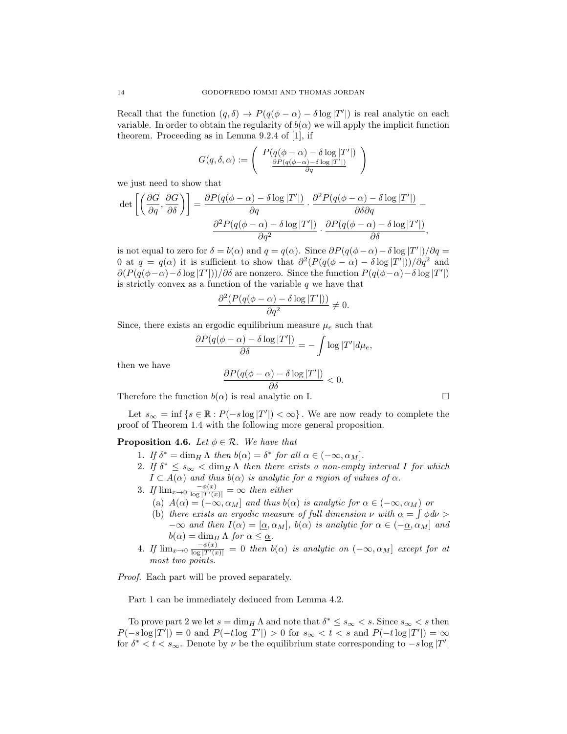Recall that the function $(q, \delta) \to P(q(\phi - \alpha) - \delta \log |T'|)$ is real analytic on each variable. In order to obtain the regularity of $b(\alpha)$ we will apply the implicit function theorem. Proceeding as in Lemma 9.2.4 of [1], if

$$G(q, \delta, \alpha) := \left( \begin{array}{c} P(q(\phi - \alpha) - \delta \log |T'|) \\ \frac{\partial P(q(\phi - \alpha) - \delta \log |T'|)}{\partial q} \end{array} \right)$$

we just need to show that

$$\det \left[ \left( \frac{\partial G}{\partial q}, \frac{\partial G}{\partial \delta} \right) \right] = \frac{\partial P(q(\phi - \alpha) - \delta \log |T'|)}{\partial q} \cdot \frac{\partial^2 P(q(\phi - \alpha) - \delta \log |T'|)}{\partial \delta \partial q} - \frac{\partial^2 P(q(\phi - \alpha) - \delta \log |T'|)}{\partial q^2} \cdot \frac{\partial P(q(\phi - \alpha) - \delta \log |T'|)}{\partial \delta},$$

is not equal to zero for $\delta = b(\alpha)$ and $q = q(\alpha)$. Since $\partial P(q(\phi - \alpha) - \delta \log |T'|)/\partial q = 0$ at $q = q(\alpha)$ it is sufficient to show that $\partial^2 (P(q(\phi - \alpha) - \delta \log |T'|))/\partial q^2$ and $\partial (P(q(\phi - \alpha) - \delta \log |T'|))/\partial \delta$ are nonzero. Since the function $P(q(\phi - \alpha) - \delta \log |T'|)$ is strictly convex as a function of the variable $q$ we have that

$$\frac{\partial^2 (P(q(\phi - \alpha) - \delta \log |T'|))}{\partial q^2} \neq 0.$$

Since, there exists an ergodic equilibrium measure $\mu_e$ such that

$$\frac{\partial P(q(\phi - \alpha) - \delta \log |T'|)}{\partial \delta} = - \int \log |T'| d\mu_e,$$

then we have

$$\frac{\partial P(q(\phi - \alpha) - \delta \log |T'|)}{\partial \delta} < 0.$$

Therefore the function $b(\alpha)$ is real analytic on I. $\square$

Let $s_\infty = \inf \{ s \in \mathbb{R} : P(-s \log |T'|) < \infty \}$. We are now ready to complete the proof of Theorem 1.4 with the following more general proposition.

**Proposition 4.6.** *Let $\phi \in \mathcal{R}$. We have that*

1. *If $\delta^* = \dim_H \Lambda$ then $b(\alpha) = \delta^*$ for all $\alpha \in (-\infty, \alpha_M]$.*
2. *If $\delta^* \leq s_\infty < \dim_H \Lambda$ then there exists a non-empty interval $I$ for which $I \subset A(\alpha)$ and thus $b(\alpha)$ is analytic for a region of values of $\alpha$.*
3. *If $\lim_{x \to 0} \frac{-\phi(x)}{\log |T'(x)|} = \infty$ then either*
   (a) *$A(\alpha) = (-\infty, \alpha_M]$ and thus $b(\alpha)$ is analytic for $\alpha \in (-\infty, \alpha_M)$ or*
   (b) *there exists an ergodic measure of full dimension $\nu$ with $\underline{\alpha} = \int \phi d\nu > -\infty$ and then $I(\alpha) = [\underline{\alpha}, \alpha_M]$, $b(\alpha)$ is analytic for $\alpha \in (-\underline{\alpha}, \alpha_M]$ and $b(\alpha) = \dim_H \Lambda$ for $\alpha \leq \underline{\alpha}$.*
4. *If $\lim_{x \to 0} \frac{-\phi(x)}{\log |T'(x)|} = 0$ then $b(\alpha)$ is analytic on $(-\infty, \alpha_M]$ except for at most two points.*

*Proof.* Each part will be proved separately.

Part 1 can be immediately deduced from Lemma 4.2.

To prove part 2 we let $s = \dim_H \Lambda$ and note that $\delta^* \leq s_\infty < s$. Since $s_\infty < s$ then $P(-s \log |T'|) = 0$ and $P(-t \log |T'|) > 0$ for $s_\infty < t < s$ and $P(-t \log |T'|) = \infty$ for $\delta^* < t < s_\infty$. Denote by $\nu$ be the equilibrium state corresponding to $-s \log |T'|$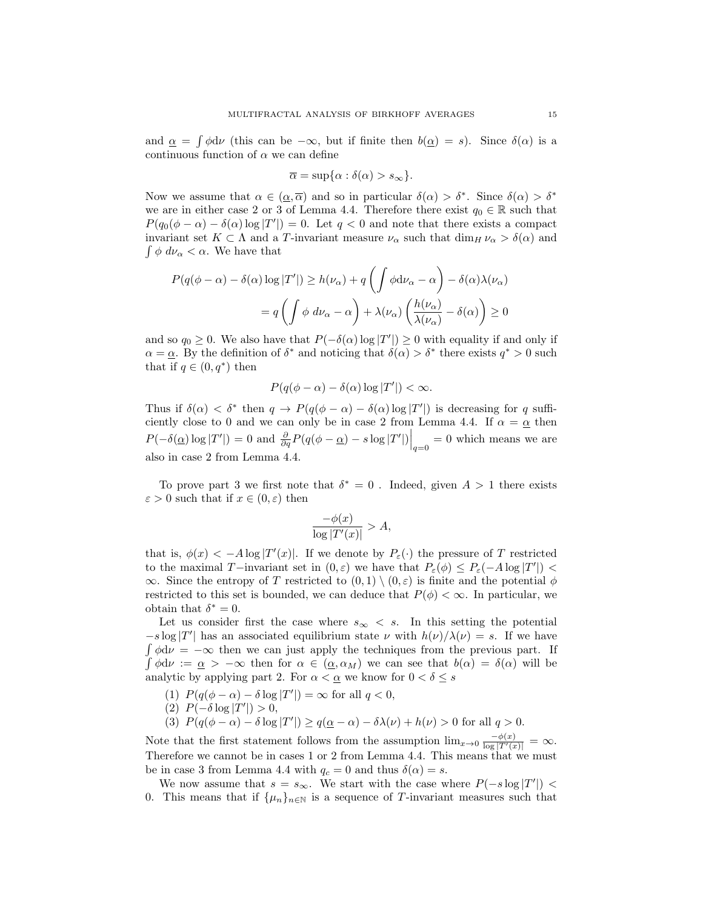and $\underline{\alpha} = \int \phi \mathrm{d}\nu$ (this can be $-\infty$, but if finite then $b(\underline{\alpha}) = s$). Since $\delta(\alpha)$ is a continuous function of $\alpha$ we can define

$$\overline{\alpha} = \sup\{\alpha : \delta(\alpha) > s_\infty\}.$$

Now we assume that $\alpha \in (\underline{\alpha}, \overline{\alpha})$ and so in particular $\delta(\alpha) > \delta^*$. Since $\delta(\alpha) > \delta^*$ we are in either case 2 or 3 of Lemma 4.4. Therefore there exist $q_0 \in \mathbb{R}$ such that $P(q_0(\phi - \alpha) - \delta(\alpha)\log|T'|) = 0$. Let $q < 0$ and note that there exists a compact invariant set $K \subset \Lambda$ and a $T$-invariant measure $\nu_\alpha$ such that $\dim_H \nu_\alpha > \delta(\alpha)$ and $\int \phi \, d\nu_\alpha < \alpha$. We have that

$$\begin{aligned} P(q(\phi - \alpha) - \delta(\alpha)\log|T'|) &\geq h(\nu_\alpha) + q\left(\int \phi \mathrm{d}\nu_\alpha - \alpha\right) - \delta(\alpha)\lambda(\nu_\alpha) \\ &= q\left(\int \phi \, d\nu_\alpha - \alpha\right) + \lambda(\nu_\alpha)\left(\frac{h(\nu_\alpha)}{\lambda(\nu_\alpha)} - \delta(\alpha)\right) \geq 0 \end{aligned}$$

and so $q_0 \geq 0$. We also have that $P(-\delta(\alpha)\log|T'|) \geq 0$ with equality if and only if $\alpha = \underline{\alpha}$. By the definition of $\delta^*$ and noticing that $\delta(\alpha) > \delta^*$ there exists $q^* > 0$ such that if $q \in (0, q^*)$ then

$$P(q(\phi - \alpha) - \delta(\alpha)\log|T'|) < \infty.$$

Thus if $\delta(\alpha) < \delta^*$ then $q \to P(q(\phi - \alpha) - \delta(\alpha)\log|T'|)$ is decreasing for $q$ sufficiently close to 0 and we can only be in case 2 from Lemma 4.4. If $\alpha = \underline{\alpha}$ then $P(-\delta(\underline{\alpha})\log|T'|) = 0$ and $\frac{\partial}{\partial q}P(q(\phi - \underline{\alpha}) - s\log|T'|)\Big|_{q=0} = 0$ which means we are also in case 2 from Lemma 4.4.

To prove part 3 we first note that $\delta^* = 0$ . Indeed, given $A > 1$ there exists $\varepsilon > 0$ such that if $x \in (0, \varepsilon)$ then

$$\frac{-\phi(x)}{\log|T'(x)|} > A,$$

that is, $\phi(x) < -A\log|T'(x)|$. If we denote by $P_\varepsilon(\cdot)$ the pressure of $T$ restricted to the maximal $T-$invariant set in $(0, \varepsilon)$ we have that $P_\varepsilon(\phi) \leq P_\varepsilon(-A\log|T'|) < \infty$. Since the entropy of $T$ restricted to $(0,1) \setminus (0, \varepsilon)$ is finite and the potential $\phi$ restricted to this set is bounded, we can deduce that $P(\phi) < \infty$. In particular, we obtain that $\delta^* = 0$.

Let us consider first the case where $s_\infty < s$. In this setting the potential $-s\log|T'|$ has an associated equilibrium state $\nu$ with $h(\nu)/\lambda(\nu) = s$. If we have $\int \phi \mathrm{d}\nu = -\infty$ then we can just apply the techniques from the previous part. If $\int \phi \mathrm{d}\nu := \underline{\alpha} > -\infty$ then for $\alpha \in (\underline{\alpha}, \alpha_M)$ we can see that $b(\alpha) = \delta(\alpha)$ will be analytic by applying part 2. For $\alpha < \underline{\alpha}$ we know for $0 < \delta \leq s$

1. $P(q(\phi - \alpha) - \delta\log|T'|) = \infty$ for all $q < 0$,
2. $P(-\delta\log|T'|) > 0$,
3. $P(q(\phi - \alpha) - \delta\log|T'|) \geq q(\underline{\alpha} - \alpha) - \delta\lambda(\nu) + h(\nu) > 0$ for all $q > 0$.

Note that the first statement follows from the assumption $\lim_{x\to 0} \frac{-\phi(x)}{\log|T'(x)|} = \infty$. Therefore we cannot be in cases 1 or 2 from Lemma 4.4. This means that we must be in case 3 from Lemma 4.4 with $q_c = 0$ and thus $\delta(\alpha) = s$.

We now assume that $s = s_\infty$. We start with the case where $P(-s\log|T'|) < 0$. This means that if $\{\mu_n\}_{n\in\mathbb{N}}$ is a sequence of $T$-invariant measures such that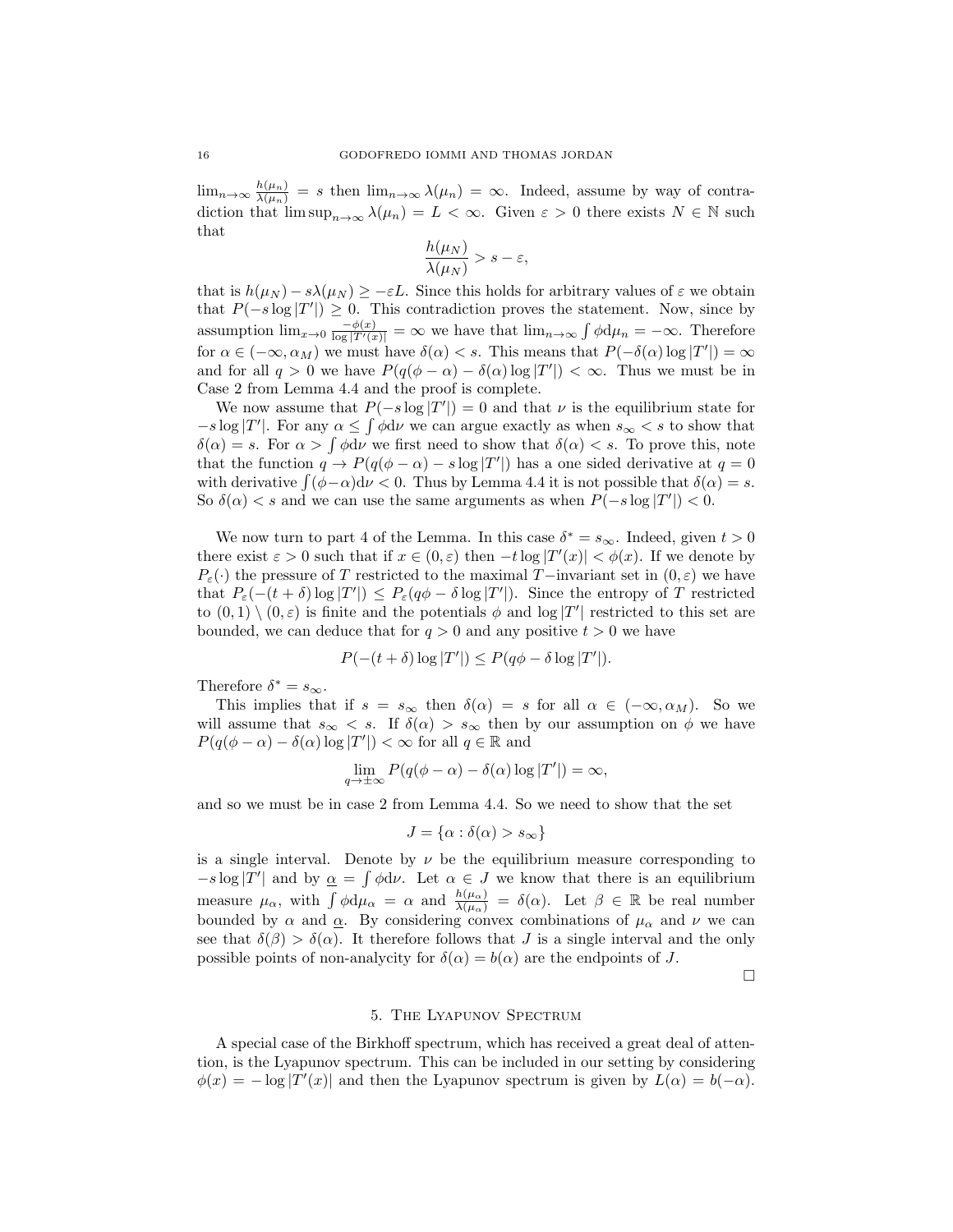$\lim_{n\to\infty} \frac{h(\mu_n)}{\lambda(\mu_n)} = s$ then $\lim_{n\to\infty} \lambda(\mu_n) = \infty$. Indeed, assume by way of contradiction that $\limsup_{n\to\infty} \lambda(\mu_n) = L < \infty$. Given $\varepsilon > 0$ there exists $N \in \mathbb{N}$ such that

$$\frac{h(\mu_N)}{\lambda(\mu_N)} > s - \varepsilon,$$

that is $h(\mu_N) - s\lambda(\mu_N) \geq -\varepsilon L$. Since this holds for arbitrary values of $\varepsilon$ we obtain that $P(-s\log|T'|) \geq 0$. This contradiction proves the statement. Now, since by assumption $\lim_{x\to 0} \frac{-\phi(x)}{\log|T'(x)|} = \infty$ we have that $\lim_{n\to\infty} \int \phi \mathrm{d}\mu_n = -\infty$. Therefore for $\alpha \in (-\infty, \alpha_M)$ we must have $\delta(\alpha) < s$. This means that $P(-\delta(\alpha)\log|T'|) = \infty$ and for all $q > 0$ we have $P(q(\phi - \alpha) - \delta(\alpha)\log|T'|) < \infty$. Thus we must be in Case 2 from Lemma 4.4 and the proof is complete.

We now assume that $P(-s\log|T'|) = 0$ and that $\nu$ is the equilibrium state for $-s\log|T'|$. For any $\alpha \leq \int \phi \mathrm{d}\nu$ we can argue exactly as when $s_\infty < s$ to show that $\delta(\alpha) = s$. For $\alpha > \int \phi \mathrm{d}\nu$ we first need to show that $\delta(\alpha) < s$. To prove this, note that the function $q \to P(q(\phi - \alpha) - s\log|T'|)$ has a one sided derivative at $q = 0$ with derivative $\int(\phi - \alpha)\mathrm{d}\nu < 0$. Thus by Lemma 4.4 it is not possible that $\delta(\alpha) = s$. So $\delta(\alpha) < s$ and we can use the same arguments as when $P(-s\log|T'|) < 0$.

We now turn to part 4 of the Lemma. In this case $\delta^* = s_\infty$. Indeed, given $t > 0$ there exist $\varepsilon > 0$ such that if $x \in (0, \varepsilon)$ then $-t\log|T'(x)| < \phi(x)$. If we denote by $P_\varepsilon(\cdot)$ the pressure of $T$ restricted to the maximal $T-$invariant set in $(0, \varepsilon)$ we have that $P_\varepsilon(-(t+\delta)\log|T'|) \leq P_\varepsilon(q\phi - \delta\log|T'|)$. Since the entropy of $T$ restricted to $(0,1) \setminus (0, \varepsilon)$ is finite and the potentials $\phi$ and $\log|T'|$ restricted to this set are bounded, we can deduce that for $q > 0$ and any positive $t > 0$ we have

$$P(-(t+\delta)\log|T'|) \leq P(q\phi - \delta\log|T'|).$$

Therefore $\delta^* = s_\infty$.

This implies that if $s = s_\infty$ then $\delta(\alpha) = s$ for all $\alpha \in (-\infty, \alpha_M)$. So we will assume that $s_\infty < s$. If $\delta(\alpha) > s_\infty$ then by our assumption on $\phi$ we have $P(q(\phi - \alpha) - \delta(\alpha)\log|T'|) < \infty$ for all $q \in \mathbb{R}$ and

$$\lim_{q\to\pm\infty} P(q(\phi - \alpha) - \delta(\alpha)\log|T'|) = \infty,$$

and so we must be in case 2 from Lemma 4.4. So we need to show that the set

$$J = \{\alpha : \delta(\alpha) > s_\infty\}$$

is a single interval. Denote by $\nu$ be the equilibrium measure corresponding to $-s\log|T'|$ and by $\underline{\alpha} = \int \phi \mathrm{d}\nu$. Let $\alpha \in J$ we know that there is an equilibrium measure $\mu_\alpha$, with $\int \phi \mathrm{d}\mu_\alpha = \alpha$ and $\frac{h(\mu_\alpha)}{\lambda(\mu_\alpha)} = \delta(\alpha)$. Let $\beta \in \mathbb{R}$ be real number bounded by $\alpha$ and $\underline{\alpha}$. By considering convex combinations of $\mu_\alpha$ and $\nu$ we can see that $\delta(\beta) > \delta(\alpha)$. It therefore follows that $J$ is a single interval and the only possible points of non-analycity for $\delta(\alpha) = b(\alpha)$ are the endpoints of $J$.

□

## 5. The Lyapunov Spectrum

A special case of the Birkhoff spectrum, which has received a great deal of attention, is the Lyapunov spectrum. This can be included in our setting by considering $\phi(x) = -\log|T'(x)|$ and then the Lyapunov spectrum is given by $L(\alpha) = b(-\alpha)$.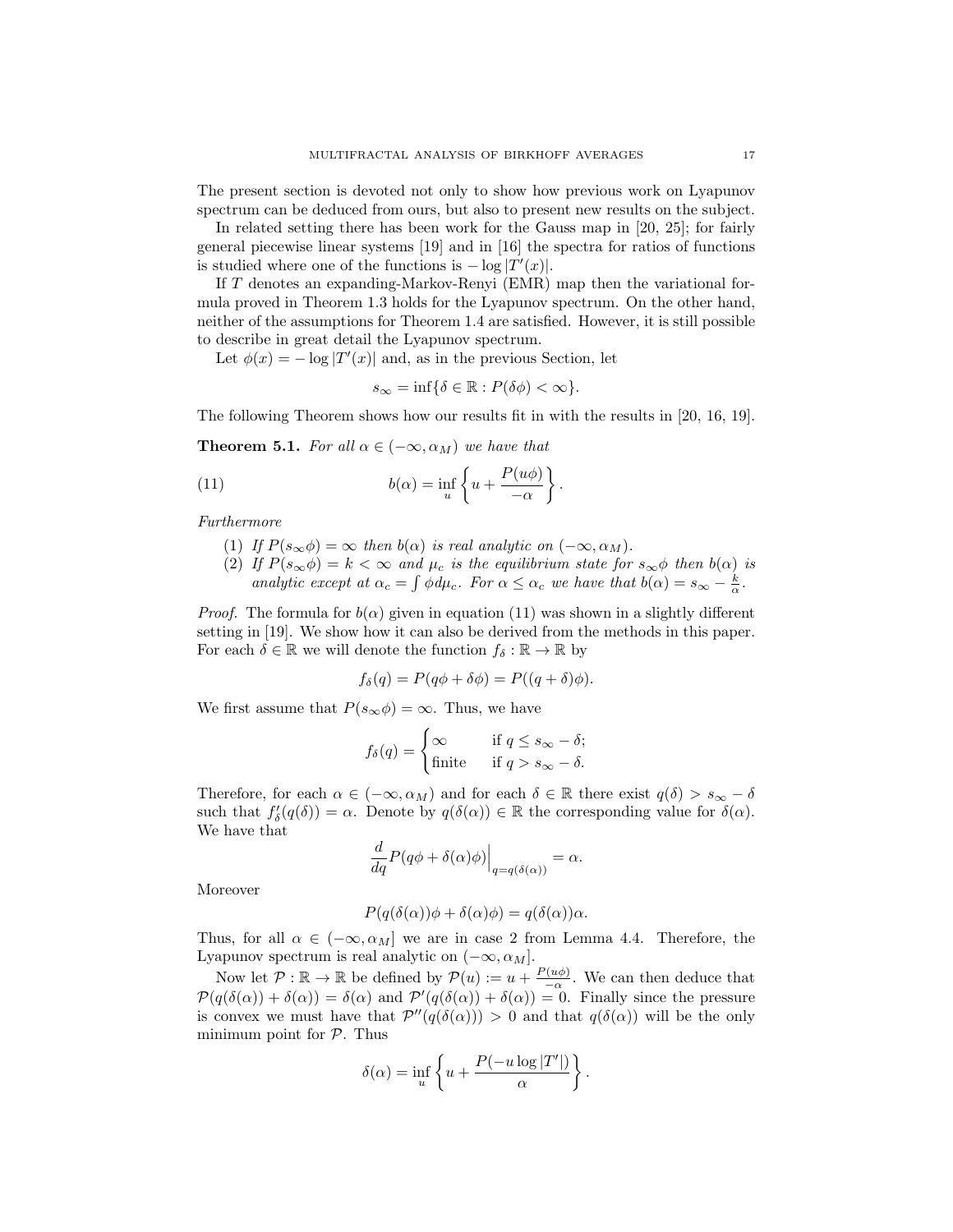The present section is devoted not only to show how previous work on Lyapunov spectrum can be deduced from ours, but also to present new results on the subject.

In related setting there has been work for the Gauss map in [20, 25]; for fairly general piecewise linear systems [19] and in [16] the spectra for ratios of functions is studied where one of the functions is $-\log|T'(x)|$.

If $T$ denotes an expanding-Markov-Renyi (EMR) map then the variational formula proved in Theorem 1.3 holds for the Lyapunov spectrum. On the other hand, neither of the assumptions for Theorem 1.4 are satisfied. However, it is still possible to describe in great detail the Lyapunov spectrum.

Let $\phi(x) = -\log|T'(x)|$ and, as in the previous Section, let

$$s_\infty = \inf\{\delta \in \mathbb{R} : P(\delta\phi) < \infty\}.$$

The following Theorem shows how our results fit in with the results in [20, 16, 19].

**Theorem 5.1.** *For all $\alpha \in (-\infty, \alpha_M)$ we have that*

$$b(\alpha) = \inf_u \left\{ u + \frac{P(u\phi)}{-\alpha} \right\}. \tag{11}$$

*Furthermore*

1. *If $P(s_\infty\phi) = \infty$ then $b(\alpha)$ is real analytic on $(-\infty, \alpha_M)$.*
2. *If $P(s_\infty\phi) = k < \infty$ and $\mu_c$ is the equilibrium state for $s_\infty\phi$ then $b(\alpha)$ is analytic except at $\alpha_c = \int \phi d\mu_c$. For $\alpha \le \alpha_c$ we have that $b(\alpha) = s_\infty - \frac{k}{\alpha}$.*

*Proof.* The formula for $b(\alpha)$ given in equation (11) was shown in a slightly different setting in [19]. We show how it can also be derived from the methods in this paper. For each $\delta \in \mathbb{R}$ we will denote the function $f_\delta : \mathbb{R} \to \mathbb{R}$ by

$$f_\delta(q) = P(q\phi + \delta\phi) = P((q+\delta)\phi).$$

We first assume that $P(s_\infty\phi) = \infty$. Thus, we have

$$f_\delta(q) = \begin{cases} \infty & \text{if } q \le s_\infty - \delta; \\ \text{finite} & \text{if } q > s_\infty - \delta. \end{cases}$$

Therefore, for each $\alpha \in (-\infty, \alpha_M)$ and for each $\delta \in \mathbb{R}$ there exist $q(\delta) > s_\infty - \delta$ such that $f'_\delta(q(\delta)) = \alpha$. Denote by $q(\delta(\alpha)) \in \mathbb{R}$ the corresponding value for $\delta(\alpha)$. We have that

$$\frac{d}{dq} P(q\phi + \delta(\alpha)\phi)\Big|_{q=q(\delta(\alpha))} = \alpha.$$

Moreover

$$P(q(\delta(\alpha))\phi + \delta(\alpha)\phi) = q(\delta(\alpha))\alpha.$$

Thus, for all $\alpha \in (-\infty, \alpha_M]$ we are in case 2 from Lemma 4.4. Therefore, the Lyapunov spectrum is real analytic on $(-\infty, \alpha_M]$.

Now let $\mathcal{P} : \mathbb{R} \to \mathbb{R}$ be defined by $\mathcal{P}(u) := u + \frac{P(u\phi)}{-\alpha}$. We can then deduce that $\mathcal{P}(q(\delta(\alpha)) + \delta(\alpha)) = \delta(\alpha)$ and $\mathcal{P}'(q(\delta(\alpha)) + \delta(\alpha)) = 0$. Finally since the pressure is convex we must have that $\mathcal{P}''(q(\delta(\alpha))) > 0$ and that $q(\delta(\alpha))$ will be the only minimum point for $\mathcal{P}$. Thus

$$\delta(\alpha) = \inf_u \left\{ u + \frac{P(-u\log|T'|)}{\alpha} \right\}.$$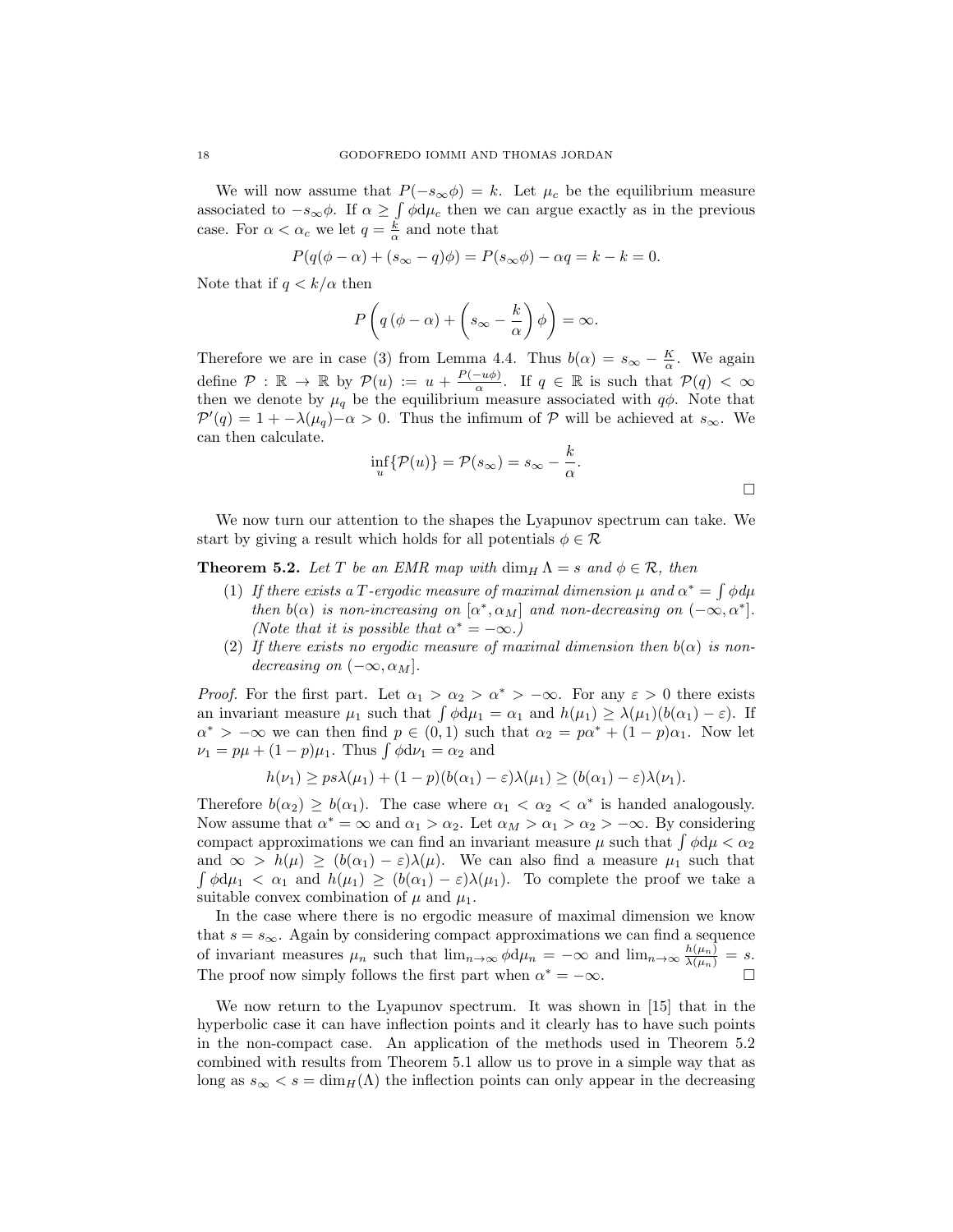We will now assume that $P(-s_\infty \phi) = k$. Let $\mu_c$ be the equilibrium measure associated to $-s_\infty \phi$. If $\alpha \geq \int \phi \mathrm{d}\mu_c$ then we can argue exactly as in the previous case. For $\alpha < \alpha_c$ we let $q = \frac{k}{\alpha}$ and note that

$$P(q(\phi - \alpha) + (s_\infty - q)\phi) = P(s_\infty \phi) - \alpha q = k - k = 0.$$

Note that if $q < k/\alpha$ then

$$P\left(q\left(\phi - \alpha\right) + \left(s_\infty - \frac{k}{\alpha}\right)\phi\right) = \infty.$$

Therefore we are in case (3) from Lemma 4.4. Thus $b(\alpha) = s_\infty - \frac{K}{\alpha}$. We again define $\mathcal{P} : \mathbb{R} \to \mathbb{R}$ by $\mathcal{P}(u) := u + \frac{P(-u\phi)}{\alpha}$. If $q \in \mathbb{R}$ is such that $\mathcal{P}(q) < \infty$ then we denote by $\mu_q$ be the equilibrium measure associated with $q\phi$. Note that $\mathcal{P}'(q) = 1 + -\lambda(\mu_q) - \alpha > 0$. Thus the infimum of $\mathcal{P}$ will be achieved at $s_\infty$. We can then calculate.

$$\inf_u \{\mathcal{P}(u)\} = \mathcal{P}(s_\infty) = s_\infty - \frac{k}{\alpha}.$$

□

We now turn our attention to the shapes the Lyapunov spectrum can take. We start by giving a result which holds for all potentials $\phi \in \mathcal{R}$

**Theorem 5.2.** *Let $T$ be an EMR map with $\dim_H \Lambda = s$ and $\phi \in \mathcal{R}$, then*

1. *If there exists a $T$-ergodic measure of maximal dimension $\mu$ and $\alpha^* = \int \phi d\mu$ then $b(\alpha)$ is non-increasing on $[\alpha^*, \alpha_M]$ and non-decreasing on $(-\infty, \alpha^*]$. (Note that it is possible that $\alpha^* = -\infty$.)*
2. *If there exists no ergodic measure of maximal dimension then $b(\alpha)$ is non-decreasing on $(-\infty, \alpha_M]$.*

*Proof.* For the first part. Let $\alpha_1 > \alpha_2 > \alpha^* > -\infty$. For any $\varepsilon > 0$ there exists an invariant measure $\mu_1$ such that $\int \phi \mathrm{d}\mu_1 = \alpha_1$ and $h(\mu_1) \geq \lambda(\mu_1)(b(\alpha_1) - \varepsilon)$. If $\alpha^* > -\infty$ we can then find $p \in (0, 1)$ such that $\alpha_2 = p\alpha^* + (1-p)\alpha_1$. Now let $\nu_1 = p\mu + (1-p)\mu_1$. Thus $\int \phi \mathrm{d}\nu_1 = \alpha_2$ and

$$h(\nu_1) \geq ps\lambda(\mu_1) + (1-p)(b(\alpha_1) - \varepsilon)\lambda(\mu_1) \geq (b(\alpha_1) - \varepsilon)\lambda(\nu_1).$$

Therefore $b(\alpha_2) \geq b(\alpha_1)$. The case where $\alpha_1 < \alpha_2 < \alpha^*$ is handed analogously. Now assume that $\alpha^* = \infty$ and $\alpha_1 > \alpha_2$. Let $\alpha_M > \alpha_1 > \alpha_2 > -\infty$. By considering compact approximations we can find an invariant measure $\mu$ such that $\int \phi \mathrm{d}\mu < \alpha_2$ and $\infty > h(\mu) \geq (b(\alpha_1) - \varepsilon)\lambda(\mu)$. We can also find a measure $\mu_1$ such that $\int \phi \mathrm{d}\mu_1 < \alpha_1$ and $h(\mu_1) \geq (b(\alpha_1) - \varepsilon)\lambda(\mu_1)$. To complete the proof we take a suitable convex combination of $\mu$ and $\mu_1$.

In the case where there is no ergodic measure of maximal dimension we know that $s = s_\infty$. Again by considering compact approximations we can find a sequence of invariant measures $\mu_n$ such that $\lim_{n\to\infty} \phi \mathrm{d}\mu_n = -\infty$ and $\lim_{n\to\infty} \frac{h(\mu_n)}{\lambda(\mu_n)} = s$. The proof now simply follows the first part when $\alpha^* = -\infty$. □

We now return to the Lyapunov spectrum. It was shown in [15] that in the hyperbolic case it can have inflection points and it clearly has to have such points in the non-compact case. An application of the methods used in Theorem 5.2 combined with results from Theorem 5.1 allow us to prove in a simple way that as long as $s_\infty < s = \dim_H(\Lambda)$ the inflection points can only appear in the decreasing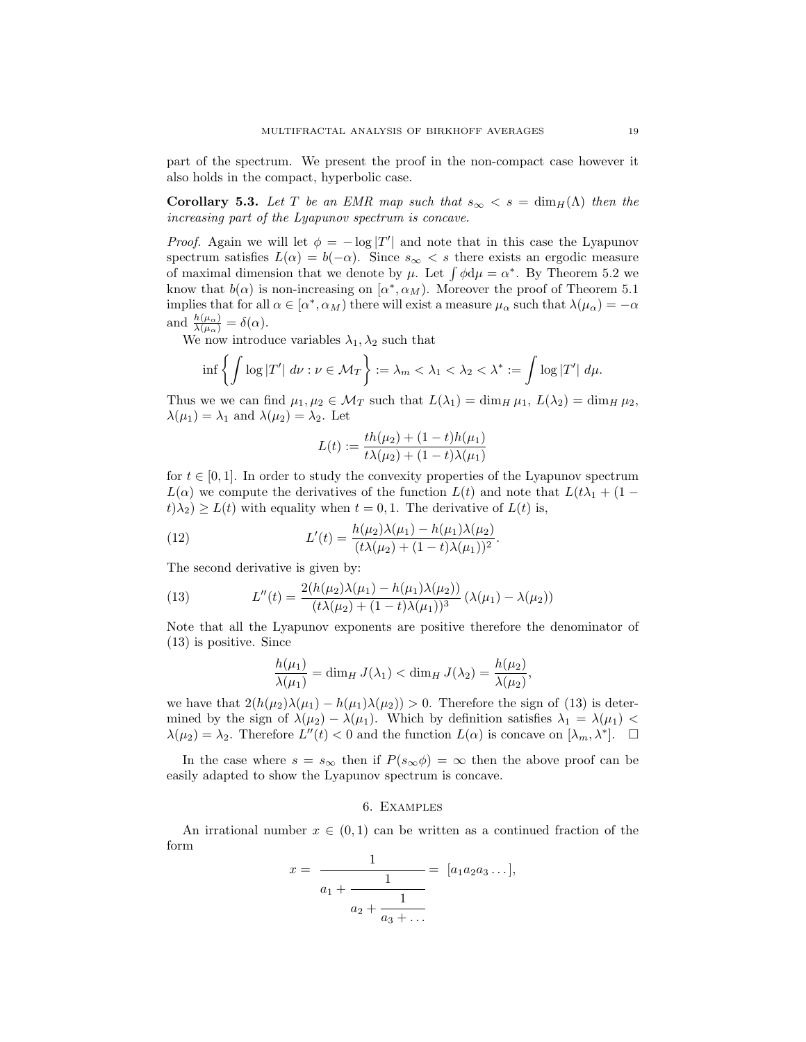part of the spectrum. We present the proof in the non-compact case however it also holds in the compact, hyperbolic case.

**Corollary 5.3.** *Let $T$ be an EMR map such that $s_\infty < s = \dim_H(\Lambda)$ then the increasing part of the Lyapunov spectrum is concave.*

*Proof.* Again we will let $\phi = -\log |T'|$ and note that in this case the Lyapunov spectrum satisfies $L(\alpha) = b(-\alpha)$. Since $s_\infty < s$ there exists an ergodic measure of maximal dimension that we denote by $\mu$. Let $\int \phi \mathrm{d}\mu = \alpha^*$. By Theorem 5.2 we know that $b(\alpha)$ is non-increasing on $[\alpha^*, \alpha_M)$. Moreover the proof of Theorem 5.1 implies that for all $\alpha \in [\alpha^*, \alpha_M)$ there will exist a measure $\mu_\alpha$ such that $\lambda(\mu_\alpha) = -\alpha$ and $\frac{h(\mu_\alpha)}{\lambda(\mu_\alpha)} = \delta(\alpha)$.

We now introduce variables $\lambda_1, \lambda_2$ such that

$$\inf \left\{ \int \log |T'| \, d\nu : \nu \in \mathcal{M}_T \right\} := \lambda_m < \lambda_1 < \lambda_2 < \lambda^* := \int \log |T'| \, d\mu.$$

Thus we we can find $\mu_1, \mu_2 \in \mathcal{M}_T$ such that $L(\lambda_1) = \dim_H \mu_1$, $L(\lambda_2) = \dim_H \mu_2$, $\lambda(\mu_1) = \lambda_1$ and $\lambda(\mu_2) = \lambda_2$. Let

$$L(t) := \frac{th(\mu_2) + (1-t)h(\mu_1)}{t\lambda(\mu_2) + (1-t)\lambda(\mu_1)}$$

for $t \in [0, 1]$. In order to study the convexity properties of the Lyapunov spectrum $L(\alpha)$ we compute the derivatives of the function $L(t)$ and note that $L(t\lambda_1 + (1-t)\lambda_2) \geq L(t)$ with equality when $t = 0, 1$. The derivative of $L(t)$ is,

$$L'(t) = \frac{h(\mu_2)\lambda(\mu_1) - h(\mu_1)\lambda(\mu_2)}{(t\lambda(\mu_2) + (1-t)\lambda(\mu_1))^2}. \tag{12}$$

The second derivative is given by:

$$L''(t) = \frac{2(h(\mu_2)\lambda(\mu_1) - h(\mu_1)\lambda(\mu_2))}{(t\lambda(\mu_2) + (1-t)\lambda(\mu_1))^3} \left(\lambda(\mu_1) - \lambda(\mu_2)\right) \tag{13}$$

Note that all the Lyapunov exponents are positive therefore the denominator of (13) is positive. Since

$$\frac{h(\mu_1)}{\lambda(\mu_1)} = \dim_H J(\lambda_1) < \dim_H J(\lambda_2) = \frac{h(\mu_2)}{\lambda(\mu_2)},$$

we have that $2(h(\mu_2)\lambda(\mu_1) - h(\mu_1)\lambda(\mu_2)) > 0$. Therefore the sign of (13) is determined by the sign of $\lambda(\mu_2) - \lambda(\mu_1)$. Which by definition satisfies $\lambda_1 = \lambda(\mu_1) < \lambda(\mu_2) = \lambda_2$. Therefore $L''(t) < 0$ and the function $L(\alpha)$ is concave on $[\lambda_m, \lambda^*]$. $\square$

In the case where $s = s_\infty$ then if $P(s_\infty \phi) = \infty$ then the above proof can be easily adapted to show the Lyapunov spectrum is concave.

## 6. Examples

An irrational number $x \in (0, 1)$ can be written as a continued fraction of the form

$$x = \cfrac{1}{a_1 + \cfrac{1}{a_2 + \cfrac{1}{a_3 + \dots}}} = [a_1 a_2 a_3 \dots],$$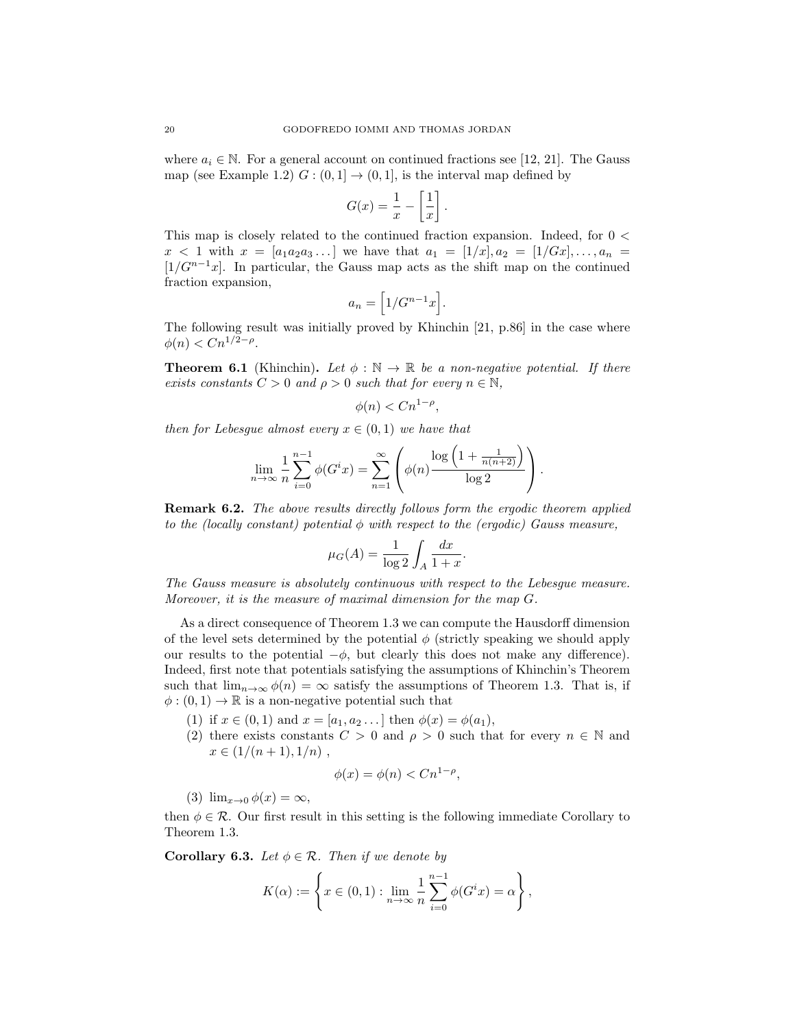where $a_i \in \mathbb{N}$. For a general account on continued fractions see [12, 21]. The Gauss map (see Example 1.2) $G : (0, 1] \to (0, 1]$, is the interval map defined by

$$G(x) = \frac{1}{x} - \left[\frac{1}{x}\right].$$

This map is closely related to the continued fraction expansion. Indeed, for $0 < x < 1$ with $x = [a_1 a_2 a_3 \ldots]$ we have that $a_1 = [1/x], a_2 = [1/Gx], \ldots, a_n = [1/G^{n-1}x]$. In particular, the Gauss map acts as the shift map on the continued fraction expansion,

$$a_n = \left[1/G^{n-1}x\right].$$

The following result was initially proved by Khinchin [21, p.86] in the case where $\phi(n) < Cn^{1/2-\rho}$.

**Theorem 6.1** (Khinchin). *Let $\phi : \mathbb{N} \to \mathbb{R}$ be a non-negative potential. If there exists constants $C > 0$ and $\rho > 0$ such that for every $n \in \mathbb{N}$,*

$$\phi(n) < Cn^{1-\rho},$$

*then for Lebesgue almost every $x \in (0, 1)$ we have that*

$$\lim_{n\to\infty} \frac{1}{n} \sum_{i=0}^{n-1} \phi(G^i x) = \sum_{n=1}^{\infty} \left( \phi(n) \frac{\log\left(1 + \frac{1}{n(n+2)}\right)}{\log 2} \right).$$

**Remark 6.2.** *The above results directly follows form the ergodic theorem applied to the (locally constant) potential $\phi$ with respect to the (ergodic) Gauss measure,*

$$\mu_G(A) = \frac{1}{\log 2} \int_A \frac{dx}{1+x}.$$

*The Gauss measure is absolutely continuous with respect to the Lebesgue measure. Moreover, it is the measure of maximal dimension for the map $G$.*

As a direct consequence of Theorem 1.3 we can compute the Hausdorff dimension of the level sets determined by the potential $\phi$ (strictly speaking we should apply our results to the potential $-\phi$, but clearly this does not make any difference). Indeed, first note that potentials satisfying the assumptions of Khinchin's Theorem such that $\lim_{n\to\infty} \phi(n) = \infty$ satisfy the assumptions of Theorem 1.3. That is, if $\phi : (0, 1) \to \mathbb{R}$ is a non-negative potential such that

1. if $x \in (0, 1)$ and $x = [a_1, a_2 \ldots]$ then $\phi(x) = \phi(a_1)$,
2. there exists constants $C > 0$ and $\rho > 0$ such that for every $n \in \mathbb{N}$ and $x \in (1/(n + 1), 1/n)$ ,
$$\phi(x) = \phi(n) < Cn^{1-\rho},$$
3. $\lim_{x\to 0} \phi(x) = \infty$,

then $\phi \in \mathcal{R}$. Our first result in this setting is the following immediate Corollary to Theorem 1.3.

**Corollary 6.3.** *Let $\phi \in \mathcal{R}$. Then if we denote by*

$$K(\alpha) := \left\{ x \in (0, 1) : \lim_{n\to\infty} \frac{1}{n} \sum_{i=0}^{n-1} \phi(G^i x) = \alpha \right\},$$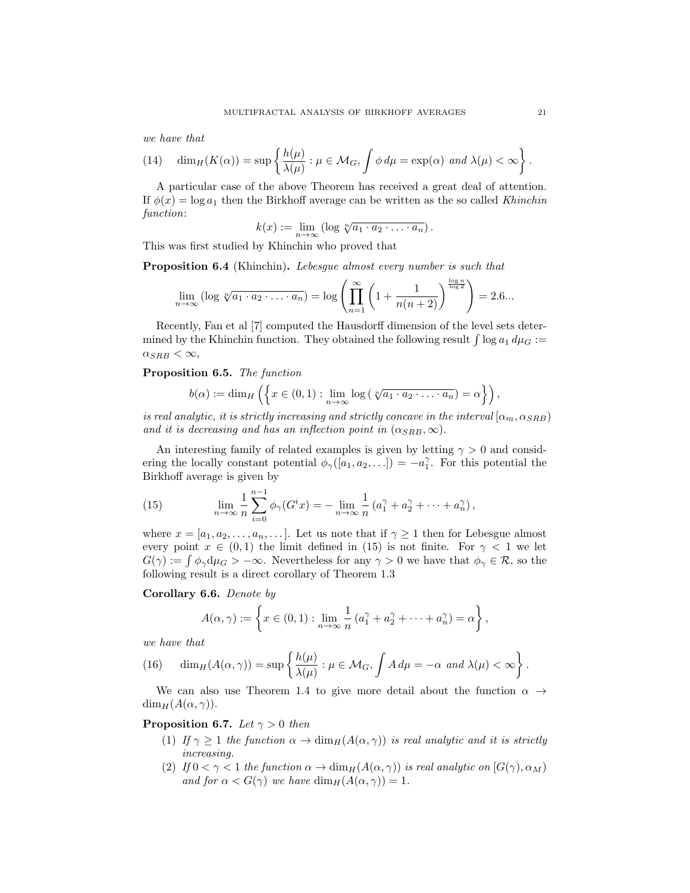*we have that*

$$\dim_H(K(\alpha)) = \sup\left\{ \frac{h(\mu)}{\lambda(\mu)} : \mu \in \mathcal{M}_G, \int \phi \, d\mu = \exp(\alpha) \text{ and } \lambda(\mu) < \infty \right\}. \tag{14}$$

A particular case of the above Theorem has received a great deal of attention. If $\phi(x) = \log a_1$ then the Birkhoff average can be written as the so called *Khinchin function*:

$$k(x) := \lim_{n\to\infty} (\log \sqrt[n]{a_1 \cdot a_2 \cdot \ldots \cdot a_n}).$$

This was first studied by Khinchin who proved that

**Proposition 6.4** (Khinchin)**.** *Lebesgue almost every number is such that*

$$\lim_{n\to\infty} (\log \sqrt[n]{a_1 \cdot a_2 \cdot \ldots \cdot a_n}) = \log \left( \prod_{n=1}^{\infty} \left( 1 + \frac{1}{n(n+2)} \right)^{\frac{\log n}{\log 2}} \right) = 2.6...$$

Recently, Fan et al [7] computed the Hausdorff dimension of the level sets determined by the Khinchin function. They obtained the following result $\int \log a_1 \, d\mu_G := \alpha_{SRB} < \infty$,

**Proposition 6.5.** *The function*

$$b(\alpha) := \dim_H \left( \left\{ x \in (0,1) : \lim_{n\to\infty} \log(\sqrt[n]{a_1 \cdot a_2 \cdot \ldots \cdot a_n}) = \alpha \right\} \right),$$

*is real analytic, it is strictly increasing and strictly concave in the interval* $[\alpha_m, \alpha_{SRB})$ *and it is decreasing and has an inflection point in* $(\alpha_{SRB}, \infty)$.

An interesting family of related examples is given by letting $\gamma > 0$ and considering the locally constant potential $\phi_\gamma([a_1, a_2, \ldots]) = -a_1^\gamma$. For this potential the Birkhoff average is given by

$$\lim_{n\to\infty} \frac{1}{n} \sum_{i=0}^{n-1} \phi_\gamma(G^i x) = -\lim_{n\to\infty} \frac{1}{n} \left( a_1^\gamma + a_2^\gamma + \cdots + a_n^\gamma \right), \tag{15}$$

where $x = [a_1, a_2, \ldots, a_n, \ldots]$. Let us note that if $\gamma \geq 1$ then for Lebesgue almost every point $x \in (0,1)$ the limit defined in (15) is not finite. For $\gamma < 1$ we let $G(\gamma) := \int \phi_\gamma \mathrm{d}\mu_G > -\infty$. Nevertheless for any $\gamma > 0$ we have that $\phi_\gamma \in \mathcal{R}$, so the following result is a direct corollary of Theorem 1.3

**Corollary 6.6.** *Denote by*

$$A(\alpha, \gamma) := \left\{ x \in (0,1) : \lim_{n\to\infty} \frac{1}{n} \left( a_1^\gamma + a_2^\gamma + \cdots + a_n^\gamma \right) = \alpha \right\},$$

*we have that*

$$\dim_H(A(\alpha, \gamma)) = \sup\left\{ \frac{h(\mu)}{\lambda(\mu)} : \mu \in \mathcal{M}_G, \int A \, d\mu = -\alpha \text{ and } \lambda(\mu) < \infty \right\}. \tag{16}$$

We can also use Theorem 1.4 to give more detail about the function $\alpha \to \dim_H(A(\alpha, \gamma))$.

**Proposition 6.7.** *Let* $\gamma > 0$ *then*

1. *If* $\gamma \geq 1$ *the function* $\alpha \to \dim_H(A(\alpha, \gamma))$ *is real analytic and it is strictly increasing.*
2. *If* $0 < \gamma < 1$ *the function* $\alpha \to \dim_H(A(\alpha, \gamma))$ *is real analytic on* $[G(\gamma), \alpha_M)$ *and for* $\alpha < G(\gamma)$ *we have* $\dim_H(A(\alpha, \gamma)) = 1$.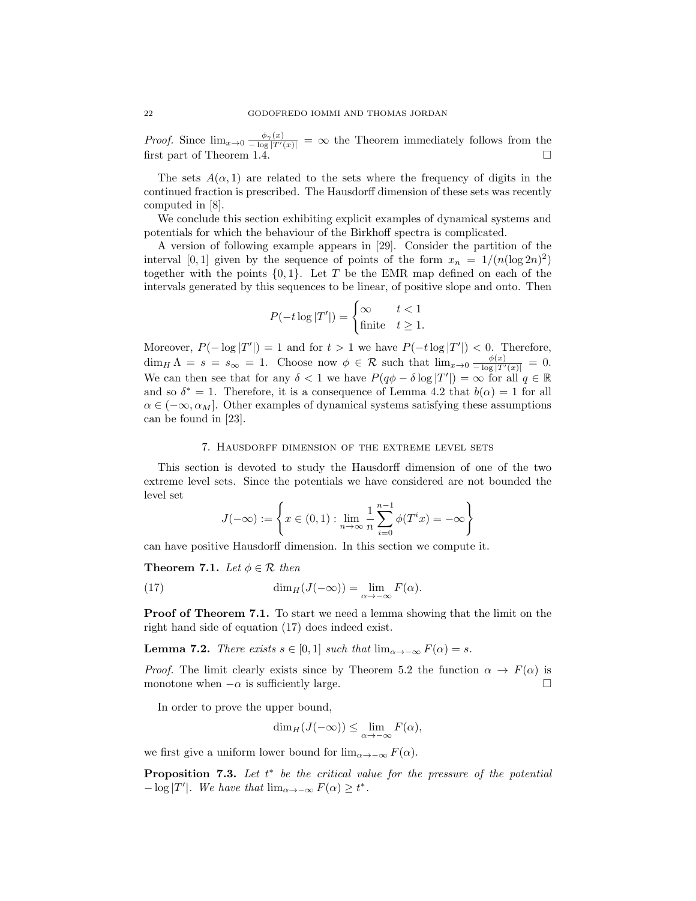*Proof.* Since $\lim_{x\to 0} \frac{\phi_\gamma(x)}{-\log|T'(x)|} = \infty$ the Theorem immediately follows from the first part of Theorem 1.4. □

The sets $A(\alpha, 1)$ are related to the sets where the frequency of digits in the continued fraction is prescribed. The Hausdorff dimension of these sets was recently computed in [8].

We conclude this section exhibiting explicit examples of dynamical systems and potentials for which the behaviour of the Birkhoff spectra is complicated.

A version of following example appears in [29]. Consider the partition of the interval $[0, 1]$ given by the sequence of points of the form $x_n = 1/(n(\log 2n)^2)$ together with the points $\{0, 1\}$. Let $T$ be the EMR map defined on each of the intervals generated by this sequences to be linear, of positive slope and onto. Then

$$P(-t\log|T'|) = \begin{cases} \infty & t < 1 \\ \text{finite} & t \geq 1. \end{cases}$$

Moreover, $P(-\log|T'|) = 1$ and for $t > 1$ we have $P(-t\log|T'|) < 0$. Therefore, $\dim_H \Lambda = s = s_\infty = 1$. Choose now $\phi \in \mathcal{R}$ such that $\lim_{x\to 0} \frac{\phi(x)}{-\log|T'(x)|} = 0$. We can then see that for any $\delta < 1$ we have $P(q\phi - \delta\log|T'|) = \infty$ for all $q \in \mathbb{R}$ and so $\delta^* = 1$. Therefore, it is a consequence of Lemma 4.2 that $b(\alpha) = 1$ for all $\alpha \in (-\infty, \alpha_M]$. Other examples of dynamical systems satisfying these assumptions can be found in [23].

## 7. Hausdorff dimension of the extreme level sets

This section is devoted to study the Hausdorff dimension of one of the two extreme level sets. Since the potentials we have considered are not bounded the level set

$$J(-\infty) := \left\{ x \in (0,1) : \lim_{n\to\infty} \frac{1}{n} \sum_{i=0}^{n-1} \phi(T^i x) = -\infty \right\}$$

can have positive Hausdorff dimension. In this section we compute it.

**Theorem 7.1.** *Let $\phi \in \mathcal{R}$ then*

$$\dim_H(J(-\infty)) = \lim_{\alpha\to-\infty} F(\alpha). \tag{17}$$

**Proof of Theorem 7.1.** To start we need a lemma showing that the limit on the right hand side of equation (17) does indeed exist.

**Lemma 7.2.** *There exists $s \in [0, 1]$ such that $\lim_{\alpha\to-\infty} F(\alpha) = s$.*

*Proof.* The limit clearly exists since by Theorem 5.2 the function $\alpha \to F(\alpha)$ is monotone when $-\alpha$ is sufficiently large. □

In order to prove the upper bound,

$$\dim_H(J(-\infty)) \leq \lim_{\alpha\to-\infty} F(\alpha),$$

we first give a uniform lower bound for $\lim_{\alpha\to-\infty} F(\alpha)$.

**Proposition 7.3.** *Let $t^*$ be the critical value for the pressure of the potential $-\log|T'|$. We have that $\lim_{\alpha\to-\infty} F(\alpha) \geq t^*$.*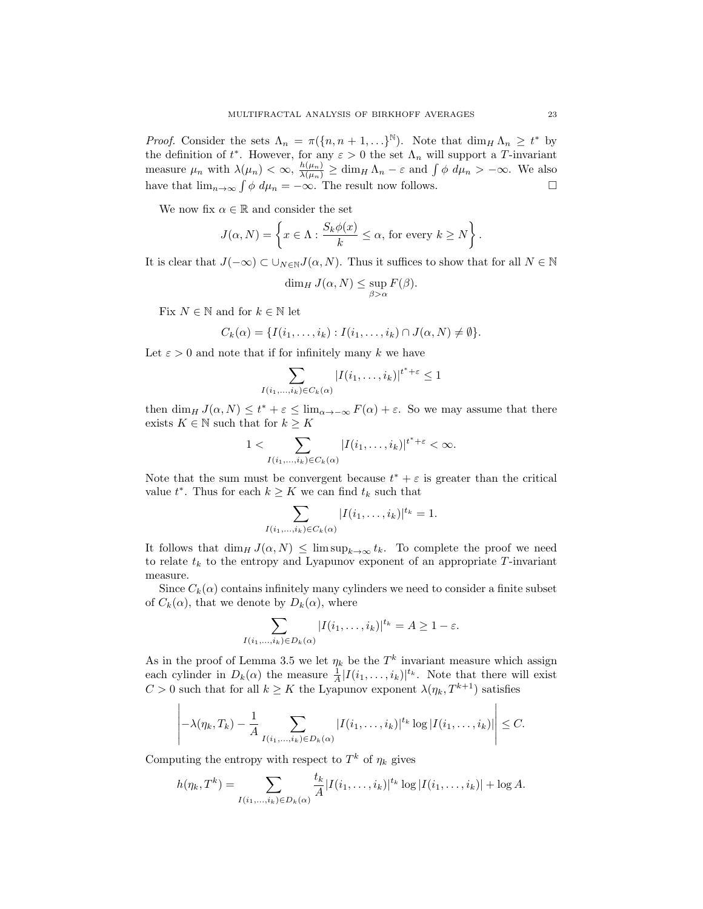*Proof.* Consider the sets $\Lambda_n = \pi(\{n, n+1, \ldots\}^{\mathbb{N}})$. Note that $\dim_H \Lambda_n \geq t^*$ by the definition of $t^*$. However, for any $\varepsilon > 0$ the set $\Lambda_n$ will support a $T$-invariant measure $\mu_n$ with $\lambda(\mu_n) < \infty$, $\frac{h(\mu_n)}{\lambda(\mu_n)} \geq \dim_H \Lambda_n - \varepsilon$ and $\int \phi \, d\mu_n > -\infty$. We also have that $\lim_{n\to\infty} \int \phi \, d\mu_n = -\infty$. The result now follows. $\square$

We now fix $\alpha \in \mathbb{R}$ and consider the set

$$J(\alpha, N) = \left\{ x \in \Lambda : \frac{S_k \phi(x)}{k} \leq \alpha, \text{ for every } k \geq N \right\}.$$

It is clear that $J(-\infty) \subset \cup_{N\in\mathbb{N}} J(\alpha, N)$. Thus it suffices to show that for all $N \in \mathbb{N}$

$$\dim_H J(\alpha, N) \leq \sup_{\beta > \alpha} F(\beta).$$

Fix $N \in \mathbb{N}$ and for $k \in \mathbb{N}$ let

$$C_k(\alpha) = \{I(i_1, \ldots, i_k) : I(i_1, \ldots, i_k) \cap J(\alpha, N) \neq \emptyset\}.$$

Let $\varepsilon > 0$ and note that if for infinitely many $k$ we have

$$\sum_{I(i_1,\ldots,i_k)\in C_k(\alpha)} |I(i_1, \ldots, i_k)|^{t^*+\varepsilon} \leq 1$$

then $\dim_H J(\alpha, N) \leq t^* + \varepsilon \leq \lim_{\alpha\to-\infty} F(\alpha) + \varepsilon$. So we may assume that there exists $K \in \mathbb{N}$ such that for $k \geq K$

$$1 < \sum_{I(i_1,\ldots,i_k)\in C_k(\alpha)} |I(i_1, \ldots, i_k)|^{t^*+\varepsilon} < \infty.$$

Note that the sum must be convergent because $t^* + \varepsilon$ is greater than the critical value $t^*$. Thus for each $k \geq K$ we can find $t_k$ such that

$$\sum_{I(i_1,\ldots,i_k)\in C_k(\alpha)} |I(i_1, \ldots, i_k)|^{t_k} = 1.$$

It follows that $\dim_H J(\alpha, N) \leq \limsup_{k\to\infty} t_k$. To complete the proof we need to relate $t_k$ to the entropy and Lyapunov exponent of an appropriate $T$-invariant measure.

Since $C_k(\alpha)$ contains infinitely many cylinders we need to consider a finite subset of $C_k(\alpha)$, that we denote by $D_k(\alpha)$, where

$$\sum_{I(i_1,\ldots,i_k)\in D_k(\alpha)} |I(i_1, \ldots, i_k)|^{t_k} = A \geq 1 - \varepsilon.$$

As in the proof of Lemma 3.5 we let $\eta_k$ be the $T^k$ invariant measure which assign each cylinder in $D_k(\alpha)$ the measure $\frac{1}{A}|I(i_1, \ldots, i_k)|^{t_k}$. Note that there will exist $C > 0$ such that for all $k \geq K$ the Lyapunov exponent $\lambda(\eta_k, T^{k+1})$ satisfies

$$\left| -\lambda(\eta_k, T_k) - \frac{1}{A} \sum_{I(i_1,\ldots,i_k)\in D_k(\alpha)} |I(i_1, \ldots, i_k)|^{t_k} \log |I(i_1, \ldots, i_k)| \right| \leq C.$$

Computing the entropy with respect to $T^k$ of $\eta_k$ gives

$$h(\eta_k, T^k) = \sum_{I(i_1,\ldots,i_k)\in D_k(\alpha)} \frac{t_k}{A} |I(i_1, \ldots, i_k)|^{t_k} \log |I(i_1, \ldots, i_k)| + \log A.$$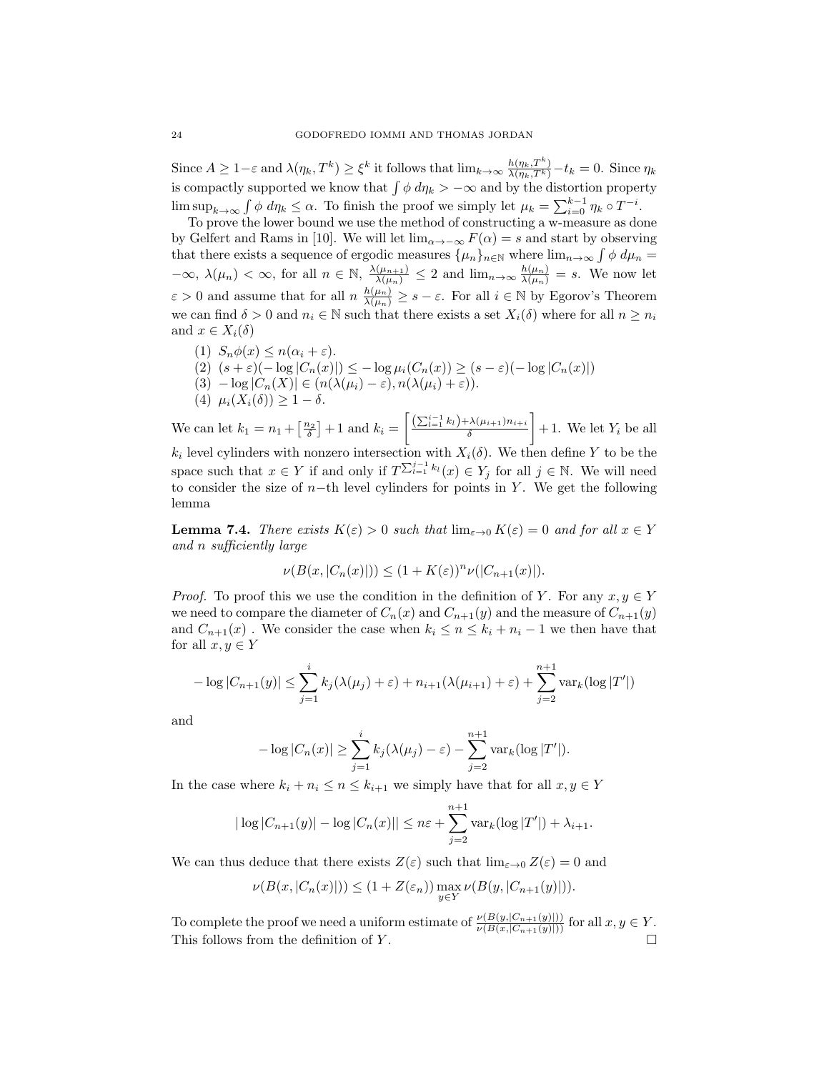Since $A \geq 1-\varepsilon$ and $\lambda(\eta_k, T^k) \geq \xi^k$ it follows that $\lim_{k\to\infty} \frac{h(\eta_k,T^k)}{\lambda(\eta_k,T^k)} - t_k = 0$. Since $\eta_k$ is compactly supported we know that $\int \phi \, d\eta_k > -\infty$ and by the distortion property $\limsup_{k\to\infty} \int \phi \, d\eta_k \leq \alpha$. To finish the proof we simply let $\mu_k = \sum_{i=0}^{k-1} \eta_k \circ T^{-i}$.

To prove the lower bound we use the method of constructing a w-measure as done by Gelfert and Rams in [10]. We will let $\lim_{\alpha\to-\infty} F(\alpha) = s$ and start by observing that there exists a sequence of ergodic measures $\{\mu_n\}_{n\in\mathbb{N}}$ where $\lim_{n\to\infty} \int \phi \, d\mu_n = -\infty$, $\lambda(\mu_n) < \infty$, for all $n \in \mathbb{N}$, $\frac{\lambda(\mu_{n+1})}{\lambda(\mu_n)} \leq 2$ and $\lim_{n\to\infty} \frac{h(\mu_n)}{\lambda(\mu_n)} = s$. We now let $\varepsilon > 0$ and assume that for all $n$ $\frac{h(\mu_n)}{\lambda(\mu_n)} \geq s - \varepsilon$. For all $i \in \mathbb{N}$ by Egorov's Theorem we can find $\delta > 0$ and $n_i \in \mathbb{N}$ such that there exists a set $X_i(\delta)$ where for all $n \geq n_i$ and $x \in X_i(\delta)$

1. $S_n\phi(x) \leq n(\alpha_i + \varepsilon)$.
2. $(s+\varepsilon)(-\log |C_n(x)|) \leq -\log \mu_i(C_n(x)) \geq (s-\varepsilon)(-\log |C_n(x)|)$
3. $-\log |C_n(X)| \in (n(\lambda(\mu_i) - \varepsilon), n(\lambda(\mu_i) + \varepsilon))$.
4. $\mu_i(X_i(\delta)) \geq 1 - \delta$.

We can let $k_1 = n_1 + \left[\frac{n_2}{\delta}\right] + 1$ and $k_i = \left[\frac{(\sum_{l=1}^{i-1} k_l) + \lambda(\mu_{i+1}) n_{i+i}}{\delta}\right] + 1$. We let $Y_i$ be all $k_i$ level cylinders with nonzero intersection with $X_i(\delta)$. We then define $Y$ to be the space such that $x \in Y$ if and only if $T^{\sum_{l=1}^{j-1} k_l}(x) \in Y_j$ for all $j \in \mathbb{N}$. We will need to consider the size of $n-$th level cylinders for points in $Y$. We get the following lemma

**Lemma 7.4.** *There exists $K(\varepsilon) > 0$ such that $\lim_{\varepsilon\to 0} K(\varepsilon) = 0$ and for all $x \in Y$ and $n$ sufficiently large*

$$\nu(B(x, |C_n(x)|)) \leq (1 + K(\varepsilon))^n \nu(|C_{n+1}(x)|).$$

*Proof.* To proof this we use the condition in the definition of $Y$. For any $x, y \in Y$ we need to compare the diameter of $C_n(x)$ and $C_{n+1}(y)$ and the measure of $C_{n+1}(y)$ and $C_{n+1}(x)$ . We consider the case when $k_i \leq n \leq k_i + n_i - 1$ we then have that for all $x, y \in Y$

$$-\log |C_{n+1}(y)| \leq \sum_{j=1}^{i} k_j(\lambda(\mu_j) + \varepsilon) + n_{i+1}(\lambda(\mu_{i+1}) + \varepsilon) + \sum_{j=2}^{n+1} \mathrm{var}_k(\log |T'|)$$

and

$$-\log |C_n(x)| \geq \sum_{j=1}^{i} k_j(\lambda(\mu_j) - \varepsilon) - \sum_{j=2}^{n+1} \mathrm{var}_k(\log |T'|).$$

In the case where $k_i + n_i \leq n \leq k_{i+1}$ we simply have that for all $x, y \in Y$

$$|\log |C_{n+1}(y)| - \log |C_n(x)|| \leq n\varepsilon + \sum_{j=2}^{n+1} \mathrm{var}_k(\log |T'|) + \lambda_{i+1}.$$

We can thus deduce that there exists $Z(\varepsilon)$ such that $\lim_{\varepsilon\to 0} Z(\varepsilon) = 0$ and

$$\nu(B(x, |C_n(x)|)) \leq (1 + Z(\varepsilon_n)) \max_{y\in Y} \nu(B(y, |C_{n+1}(y)|)).$$

To complete the proof we need a uniform estimate of $\frac{\nu(B(y,|C_{n+1}(y)|))}{\nu(B(x,|C_{n+1}(y)|))}$ for all $x, y \in Y$. This follows from the definition of $Y$. $\square$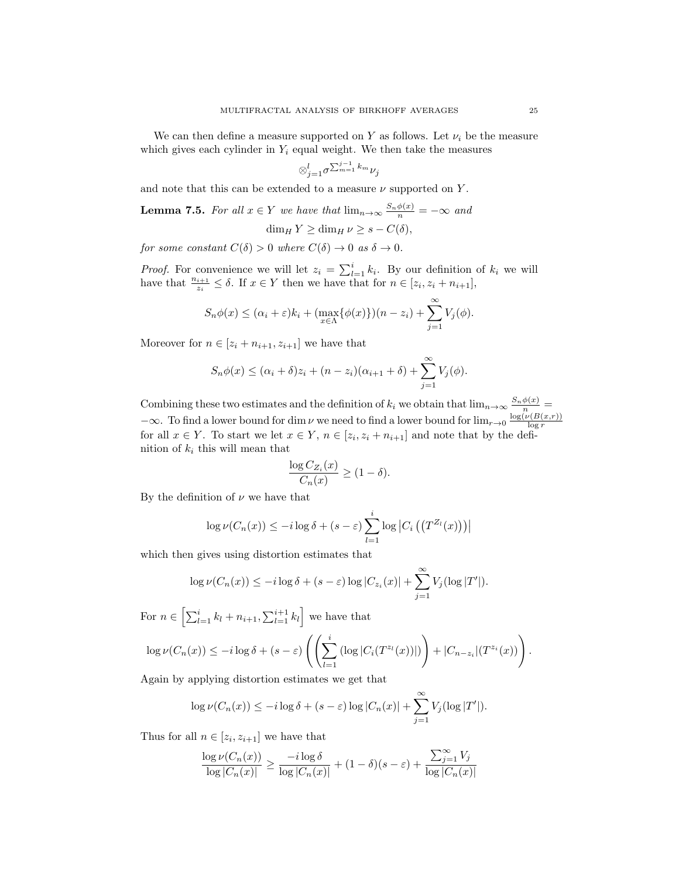We can then define a measure supported on $Y$ as follows. Let $\nu_i$ be the measure which gives each cylinder in $Y_i$ equal weight. We then take the measures

$$\otimes_{j=1}^{l} \sigma^{\sum_{m=1}^{j-1} k_m} \nu_j$$

and note that this can be extended to a measure $\nu$ supported on $Y$.

**Lemma 7.5.** *For all $x \in Y$ we have that $\lim_{n\to\infty} \frac{S_n\phi(x)}{n} = -\infty$ and*

$$\dim_H Y \geq \dim_H \nu \geq s - C(\delta),$$

*for some constant $C(\delta) > 0$ where $C(\delta) \to 0$ as $\delta \to 0$.*

*Proof.* For convenience we will let $z_i = \sum_{l=1}^{i} k_i$. By our definition of $k_i$ we will have that $\frac{n_{i+1}}{z_i} \leq \delta$. If $x \in Y$ then we have that for $n \in [z_i, z_i + n_{i+1}]$,

$$S_n\phi(x) \leq (\alpha_i + \varepsilon)k_i + (\max_{x\in\Lambda}\{\phi(x)\})(n - z_i) + \sum_{j=1}^{\infty} V_j(\phi).$$

Moreover for $n \in [z_i + n_{i+1}, z_{i+1}]$ we have that

$$S_n\phi(x) \leq (\alpha_i + \delta)z_i + (n - z_i)(\alpha_{i+1} + \delta) + \sum_{j=1}^{\infty} V_j(\phi).$$

Combining these two estimates and the definition of $k_i$ we obtain that $\lim_{n\to\infty} \frac{S_n\phi(x)}{n} = -\infty$. To find a lower bound for $\dim \nu$ we need to find a lower bound for $\lim_{r\to 0} \frac{\log(\nu(B(x,r))}{\log r}$ for all $x \in Y$. To start we let $x \in Y$, $n \in [z_i, z_i + n_{i+1}]$ and note that by the definition of $k_i$ this will mean that

$$\frac{\log C_{Z_i}(x)}{C_n(x)} \geq (1 - \delta).$$

By the definition of $\nu$ we have that

$$\log \nu(C_n(x)) \leq -i \log \delta + (s - \varepsilon) \sum_{l=1}^{i} \log \left|C_i\left(\left(T^{Z_l}(x)\right)\right)\right|$$

which then gives using distortion estimates that

$$\log \nu(C_n(x)) \leq -i \log \delta + (s - \varepsilon) \log |C_{z_i}(x)| + \sum_{j=1}^{\infty} V_j(\log |T'|).$$

For $n \in \left[\sum_{l=1}^{i} k_l + n_{i+1}, \sum_{l=1}^{i+1} k_l\right]$ we have that

$$\log \nu(C_n(x)) \leq -i \log \delta + (s - \varepsilon) \left( \left( \sum_{l=1}^{i} (\log |C_i(T^{z_l}(x))|) \right) + |C_{n-z_i}|(T^{z_i}(x)) \right).$$

Again by applying distortion estimates we get that

$$\log \nu(C_n(x)) \leq -i \log \delta + (s - \varepsilon) \log |C_n(x)| + \sum_{j=1}^{\infty} V_j(\log |T'|).$$

Thus for all $n \in [z_i, z_{i+1}]$ we have that

$$\frac{\log \nu(C_n(x))}{\log |C_n(x)|} \geq \frac{-i \log \delta}{\log |C_n(x)|} + (1 - \delta)(s - \varepsilon) + \frac{\sum_{j=1}^{\infty} V_j}{\log |C_n(x)|}$$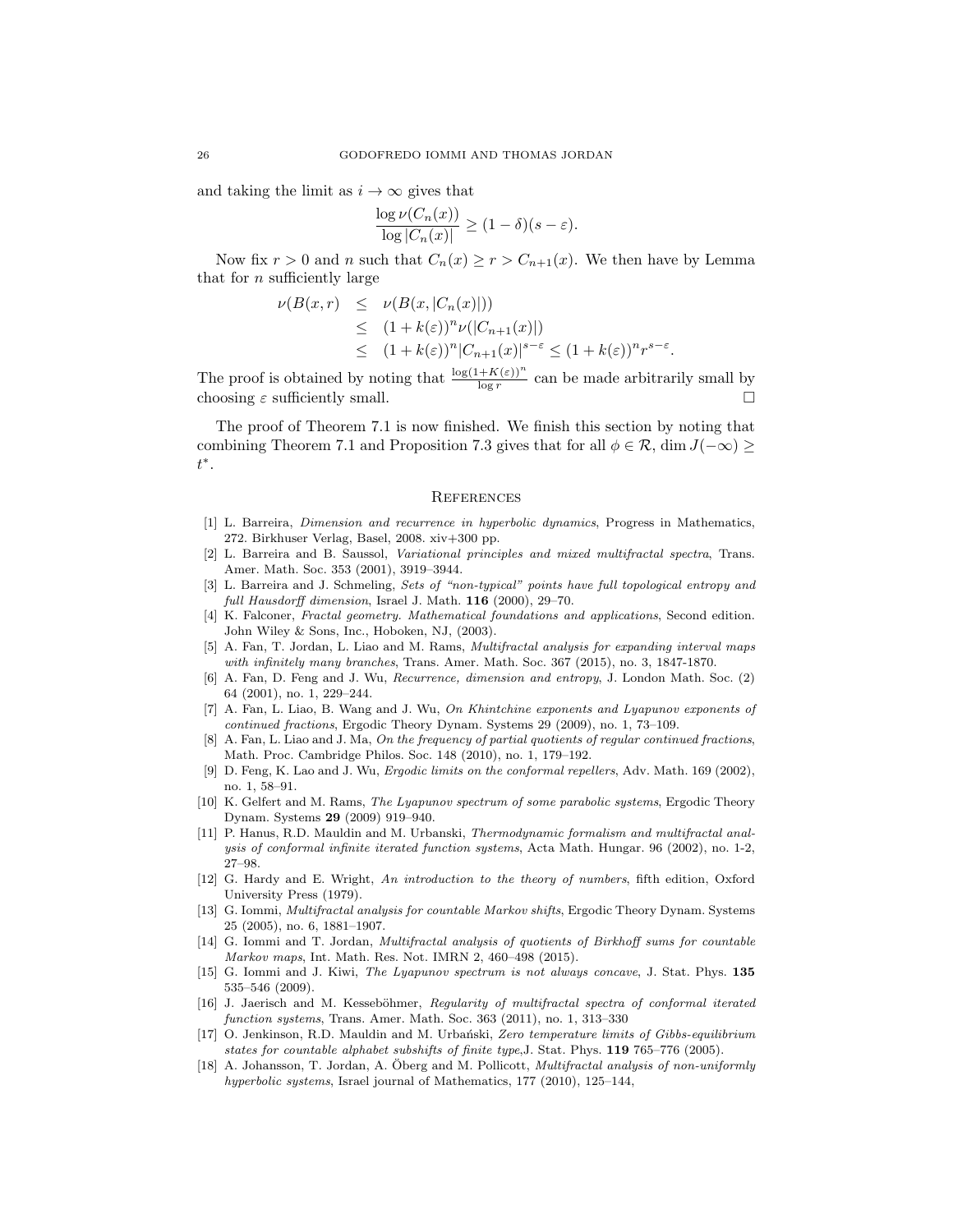and taking the limit as $i \to \infty$ gives that

$$\frac{\log \nu(C_n(x))}{\log |C_n(x)|} \geq (1-\delta)(s-\varepsilon).$$

Now fix $r > 0$ and $n$ such that $C_n(x) \geq r > C_{n+1}(x)$. We then have by Lemma that for $n$ sufficiently large

$$\begin{aligned}
\nu(B(x,r) &\leq \nu(B(x,|C_n(x)|)) \\
&\leq (1+k(\varepsilon))^n \nu(|C_{n+1}(x)|) \\
&\leq (1+k(\varepsilon))^n |C_{n+1}(x)|^{s-\varepsilon} \leq (1+k(\varepsilon))^n r^{s-\varepsilon}.
\end{aligned}$$

The proof is obtained by noting that $\frac{\log(1+K(\varepsilon))^n}{\log r}$ can be made arbitrarily small by choosing $\varepsilon$ sufficiently small. $\square$

The proof of Theorem 7.1 is now finished. We finish this section by noting that combining Theorem 7.1 and Proposition 7.3 gives that for all $\phi \in \mathcal{R}$, $\dim J(-\infty) \geq t^*$.

## References

[1] L. Barreira, *Dimension and recurrence in hyperbolic dynamics*, Progress in Mathematics, 272. Birkhuser Verlag, Basel, 2008. xiv+300 pp.

[2] L. Barreira and B. Saussol, *Variational principles and mixed multifractal spectra*, Trans. Amer. Math. Soc. 353 (2001), 3919–3944.

[3] L. Barreira and J. Schmeling, *Sets of "non-typical" points have full topological entropy and full Hausdorff dimension*, Israel J. Math. **116** (2000), 29–70.

[4] K. Falconer, *Fractal geometry. Mathematical foundations and applications*, Second edition. John Wiley & Sons, Inc., Hoboken, NJ, (2003).

[5] A. Fan, T. Jordan, L. Liao and M. Rams, *Multifractal analysis for expanding interval maps with infinitely many branches*, Trans. Amer. Math. Soc. 367 (2015), no. 3, 1847-1870.

[6] A. Fan, D. Feng and J. Wu, *Recurrence, dimension and entropy*, J. London Math. Soc. (2) 64 (2001), no. 1, 229–244.

[7] A. Fan, L. Liao, B. Wang and J. Wu, *On Khintchine exponents and Lyapunov exponents of continued fractions*, Ergodic Theory Dynam. Systems 29 (2009), no. 1, 73–109.

[8] A. Fan, L. Liao and J. Ma, *On the frequency of partial quotients of regular continued fractions*, Math. Proc. Cambridge Philos. Soc. 148 (2010), no. 1, 179–192.

[9] D. Feng, K. Lao and J. Wu, *Ergodic limits on the conformal repellers*, Adv. Math. 169 (2002), no. 1, 58–91.

[10] K. Gelfert and M. Rams, *The Lyapunov spectrum of some parabolic systems*, Ergodic Theory Dynam. Systems **29** (2009) 919–940.

[11] P. Hanus, R.D. Mauldin and M. Urbanski, *Thermodynamic formalism and multifractal analysis of conformal infinite iterated function systems*, Acta Math. Hungar. 96 (2002), no. 1-2, 27–98.

[12] G. Hardy and E. Wright, *An introduction to the theory of numbers*, fifth edition, Oxford University Press (1979).

[13] G. Iommi, *Multifractal analysis for countable Markov shifts*, Ergodic Theory Dynam. Systems 25 (2005), no. 6, 1881–1907.

[14] G. Iommi and T. Jordan, *Multifractal analysis of quotients of Birkhoff sums for countable Markov maps*, Int. Math. Res. Not. IMRN 2, 460–498 (2015).

[15] G. Iommi and J. Kiwi, *The Lyapunov spectrum is not always concave*, J. Stat. Phys. **135** 535–546 (2009).

[16] J. Jaerisch and M. Kesseböhmer, *Regularity of multifractal spectra of conformal iterated function systems*, Trans. Amer. Math. Soc. 363 (2011), no. 1, 313–330

[17] O. Jenkinson, R.D. Mauldin and M. Urbański, *Zero temperature limits of Gibbs-equilibrium states for countable alphabet subshifts of finite type*,J. Stat. Phys. **119** 765–776 (2005).

[18] A. Johansson, T. Jordan, A. Öberg and M. Pollicott, *Multifractal analysis of non-uniformly hyperbolic systems*, Israel journal of Mathematics, 177 (2010), 125–144,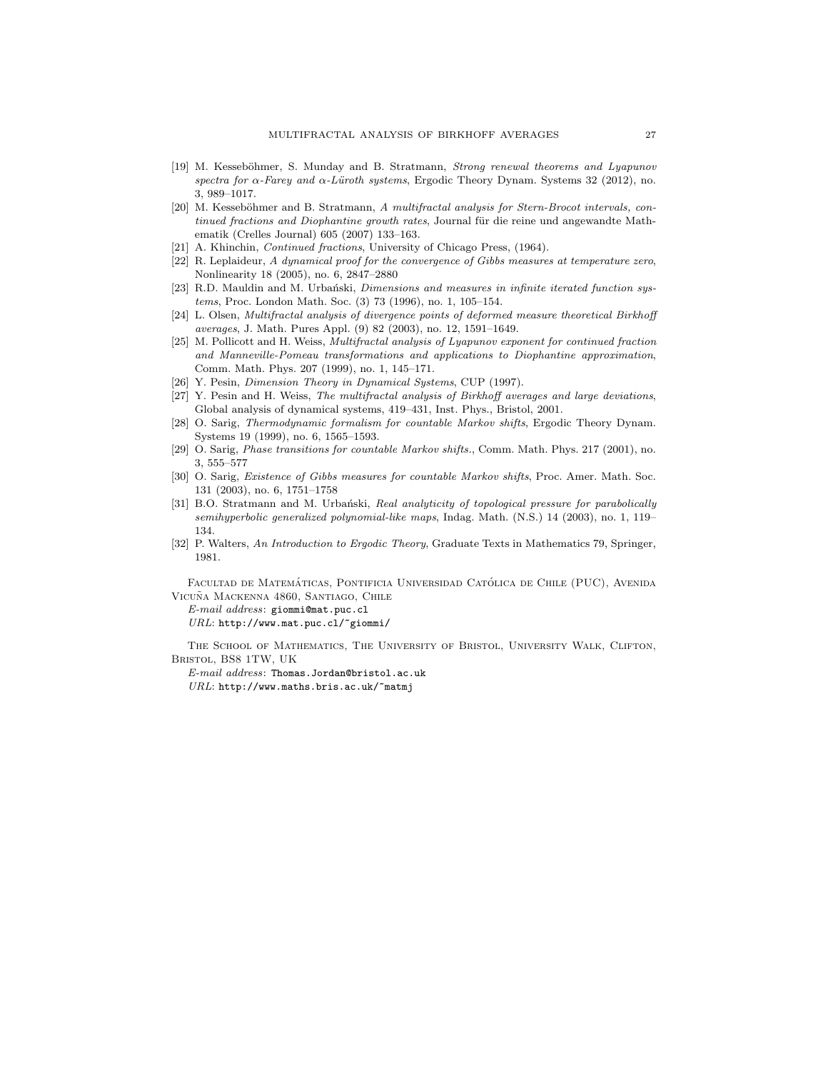[19] M. Kesseböhmer, S. Munday and B. Stratmann, *Strong renewal theorems and Lyapunov spectra for $\alpha$-Farey and $\alpha$-Lüroth systems*, Ergodic Theory Dynam. Systems 32 (2012), no. 3, 989–1017.

[20] M. Kesseböhmer and B. Stratmann, *A multifractal analysis for Stern-Brocot intervals, continued fractions and Diophantine growth rates*, Journal für die reine und angewandte Mathematik (Crelles Journal) 605 (2007) 133–163.

[21] A. Khinchin, *Continued fractions*, University of Chicago Press, (1964).

[22] R. Leplaideur, *A dynamical proof for the convergence of Gibbs measures at temperature zero*, Nonlinearity 18 (2005), no. 6, 2847–2880

[23] R.D. Mauldin and M. Urbański, *Dimensions and measures in infinite iterated function systems*, Proc. London Math. Soc. (3) 73 (1996), no. 1, 105–154.

[24] L. Olsen, *Multifractal analysis of divergence points of deformed measure theoretical Birkhoff averages*, J. Math. Pures Appl. (9) 82 (2003), no. 12, 1591–1649.

[25] M. Pollicott and H. Weiss, *Multifractal analysis of Lyapunov exponent for continued fraction and Manneville-Pomeau transformations and applications to Diophantine approximation*, Comm. Math. Phys. 207 (1999), no. 1, 145–171.

[26] Y. Pesin, *Dimension Theory in Dynamical Systems*, CUP (1997).

[27] Y. Pesin and H. Weiss, *The multifractal analysis of Birkhoff averages and large deviations*, Global analysis of dynamical systems, 419–431, Inst. Phys., Bristol, 2001.

[28] O. Sarig, *Thermodynamic formalism for countable Markov shifts*, Ergodic Theory Dynam. Systems 19 (1999), no. 6, 1565–1593.

[29] O. Sarig, *Phase transitions for countable Markov shifts.*, Comm. Math. Phys. 217 (2001), no. 3, 555–577

[30] O. Sarig, *Existence of Gibbs measures for countable Markov shifts*, Proc. Amer. Math. Soc. 131 (2003), no. 6, 1751–1758

[31] B.O. Stratmann and M. Urbański, *Real analyticity of topological pressure for parabolically semihyperbolic generalized polynomial-like maps*, Indag. Math. (N.S.) 14 (2003), no. 1, 119–134.

[32] P. Walters, *An Introduction to Ergodic Theory*, Graduate Texts in Mathematics 79, Springer, 1981.

Facultad de Matemáticas, Pontificia Universidad Católica de Chile (PUC), Avenida Vicuña Mackenna 4860, Santiago, Chile

*E-mail address*: giommi@mat.puc.cl

*URL*: http://www.mat.puc.cl/~giommi/

The School of Mathematics, The University of Bristol, University Walk, Clifton, Bristol, BS8 1TW, UK

*E-mail address*: Thomas.Jordan@bristol.ac.uk

*URL*: http://www.maths.bris.ac.uk/~matmj